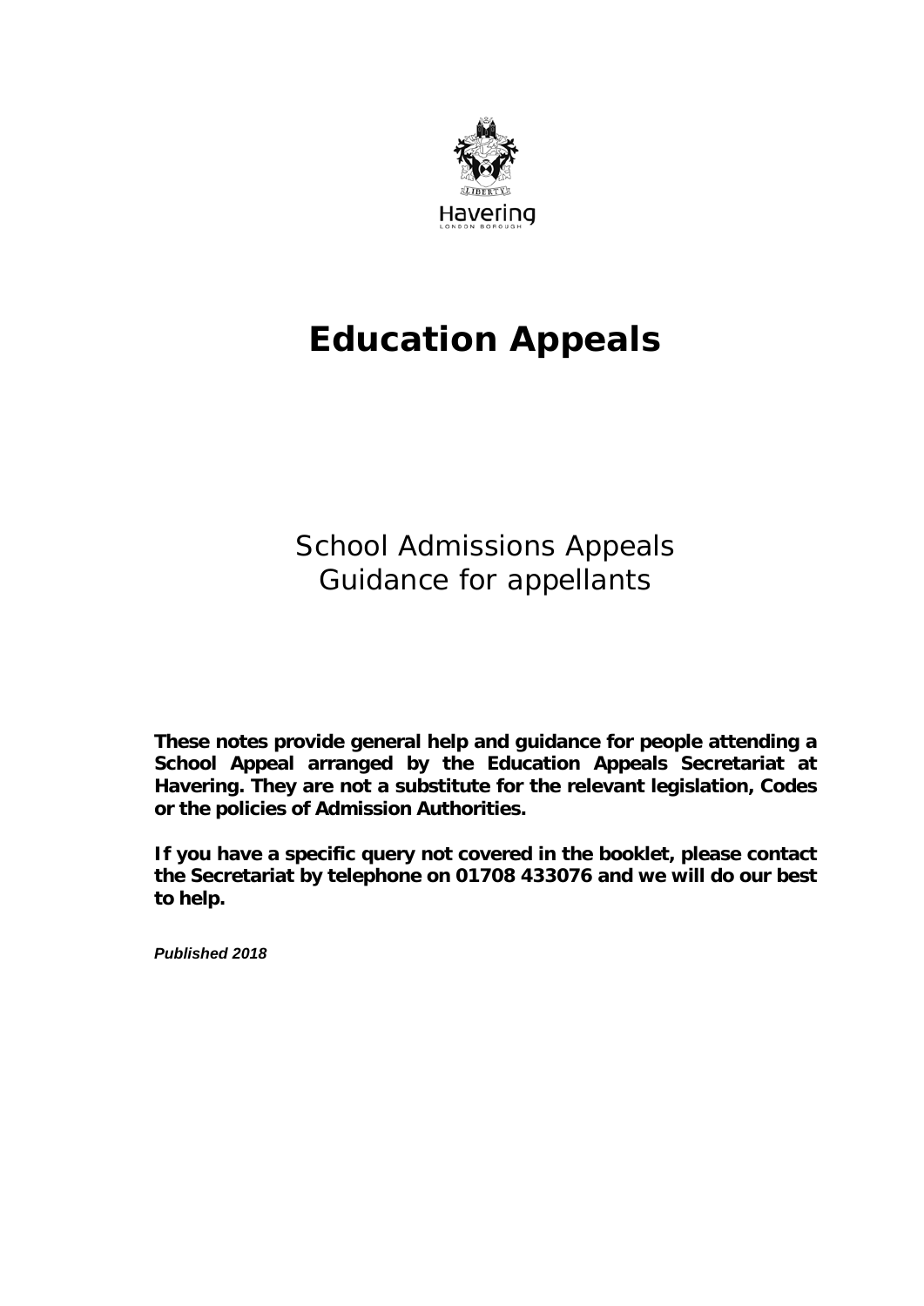Havering

LONDON BOROUGH

# Education Appeals

School Admissions Appeals
Guidance for appellants

**These notes provide general help and guidance for people attending a School Appeal arranged by the Education Appeals Secretariat at Havering. They are not a substitute for the relevant legislation, Codes or the policies of Admission Authorities.**

**If you have a specific query not covered in the booklet, please contact the Secretariat by telephone on 01708 433076 and we will do our best to help.**

***Published 2018***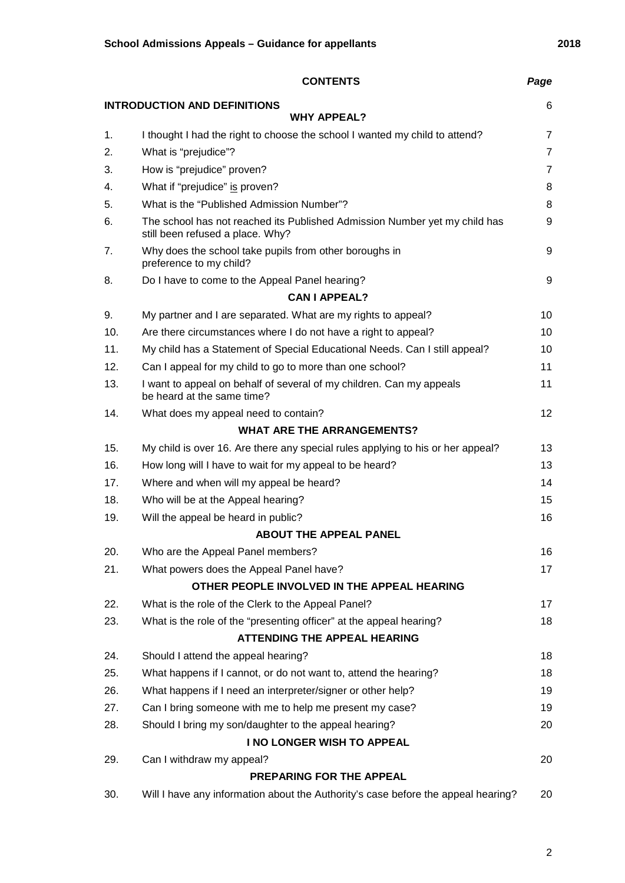## CONTENTS

| | | Page |
|---|---|---|
| **INTRODUCTION AND DEFINITIONS** | | 6 |
| | **WHY APPEAL?** | |
| 1. | I thought I had the right to choose the school I wanted my child to attend? | 7 |
| 2. | What is "prejudice"? | 7 |
| 3. | How is "prejudice" proven? | 7 |
| 4. | What if "prejudice" is proven? | 8 |
| 5. | What is the "Published Admission Number"? | 8 |
| 6. | The school has not reached its Published Admission Number yet my child has still been refused a place. Why? | 9 |
| 7. | Why does the school take pupils from other boroughs in preference to my child? | 9 |
| 8. | Do I have to come to the Appeal Panel hearing? | 9 |
| | **CAN I APPEAL?** | |
| 9. | My partner and I are separated. What are my rights to appeal? | 10 |
| 10. | Are there circumstances where I do not have a right to appeal? | 10 |
| 11. | My child has a Statement of Special Educational Needs. Can I still appeal? | 10 |
| 12. | Can I appeal for my child to go to more than one school? | 11 |
| 13. | I want to appeal on behalf of several of my children. Can my appeals be heard at the same time? | 11 |
| 14. | What does my appeal need to contain? | 12 |
| | **WHAT ARE THE ARRANGEMENTS?** | |
| 15. | My child is over 16. Are there any special rules applying to his or her appeal? | 13 |
| 16. | How long will I have to wait for my appeal to be heard? | 13 |
| 17. | Where and when will my appeal be heard? | 14 |
| 18. | Who will be at the Appeal hearing? | 15 |
| 19. | Will the appeal be heard in public? | 16 |
| | **ABOUT THE APPEAL PANEL** | |
| 20. | Who are the Appeal Panel members? | 16 |
| 21. | What powers does the Appeal Panel have? | 17 |
| | **OTHER PEOPLE INVOLVED IN THE APPEAL HEARING** | |
| 22. | What is the role of the Clerk to the Appeal Panel? | 17 |
| 23. | What is the role of the "presenting officer" at the appeal hearing? | 18 |
| | **ATTENDING THE APPEAL HEARING** | |
| 24. | Should I attend the appeal hearing? | 18 |
| 25. | What happens if I cannot, or do not want to, attend the hearing? | 18 |
| 26. | What happens if I need an interpreter/signer or other help? | 19 |
| 27. | Can I bring someone with me to help me present my case? | 19 |
| 28. | Should I bring my son/daughter to the appeal hearing? | 20 |
| | **I NO LONGER WISH TO APPEAL** | |
| 29. | Can I withdraw my appeal? | 20 |
| | **PREPARING FOR THE APPEAL** | |
| 30. | Will I have any information about the Authority's case before the appeal hearing? | 20 |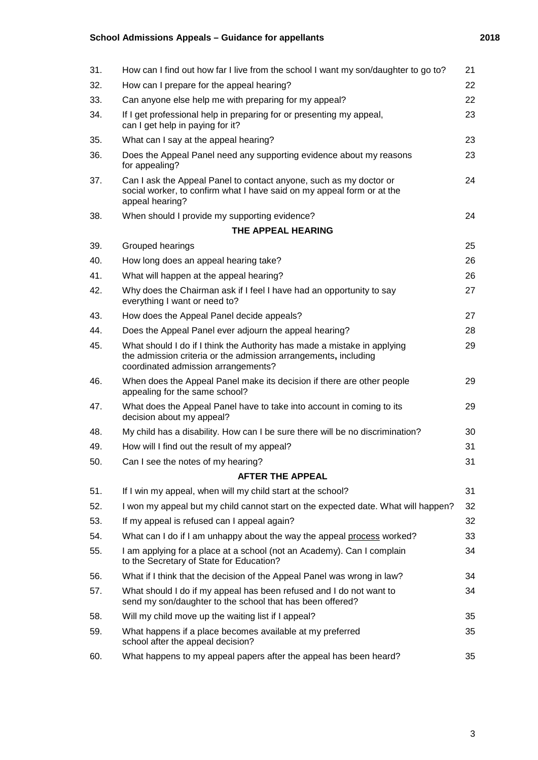| | | |
|---|---|---|
| 31. | How can I find out how far I live from the school I want my son/daughter to go to? | 21 |
| 32. | How can I prepare for the appeal hearing? | 22 |
| 33. | Can anyone else help me with preparing for my appeal? | 22 |
| 34. | If I get professional help in preparing for or presenting my appeal, can I get help in paying for it? | 23 |
| 35. | What can I say at the appeal hearing? | 23 |
| 36. | Does the Appeal Panel need any supporting evidence about my reasons for appealing? | 23 |
| 37. | Can I ask the Appeal Panel to contact anyone, such as my doctor or social worker, to confirm what I have said on my appeal form or at the appeal hearing? | 24 |
| 38. | When should I provide my supporting evidence? | 24 |
| | **THE APPEAL HEARING** | |
| 39. | Grouped hearings | 25 |
| 40. | How long does an appeal hearing take? | 26 |
| 41. | What will happen at the appeal hearing? | 26 |
| 42. | Why does the Chairman ask if I feel I have had an opportunity to say everything I want or need to? | 27 |
| 43. | How does the Appeal Panel decide appeals? | 27 |
| 44. | Does the Appeal Panel ever adjourn the appeal hearing? | 28 |
| 45. | What should I do if I think the Authority has made a mistake in applying the admission criteria or the admission arrangements**,** including coordinated admission arrangements? | 29 |
| 46. | When does the Appeal Panel make its decision if there are other people appealing for the same school? | 29 |
| 47. | What does the Appeal Panel have to take into account in coming to its decision about my appeal? | 29 |
| 48. | My child has a disability. How can I be sure there will be no discrimination? | 30 |
| 49. | How will I find out the result of my appeal? | 31 |
| 50. | Can I see the notes of my hearing? | 31 |
| | **AFTER THE APPEAL** | |
| 51. | If I win my appeal, when will my child start at the school? | 31 |
| 52. | I won my appeal but my child cannot start on the expected date. What will happen? | 32 |
| 53. | If my appeal is refused can I appeal again? | 32 |
| 54. | What can I do if I am unhappy about the way the appeal process worked? | 33 |
| 55. | I am applying for a place at a school (not an Academy). Can I complain to the Secretary of State for Education? | 34 |
| 56. | What if I think that the decision of the Appeal Panel was wrong in law? | 34 |
| 57. | What should I do if my appeal has been refused and I do not want to send my son/daughter to the school that has been offered? | 34 |
| 58. | Will my child move up the waiting list if I appeal? | 35 |
| 59. | What happens if a place becomes available at my preferred school after the appeal decision? | 35 |
| 60. | What happens to my appeal papers after the appeal has been heard? | 35 |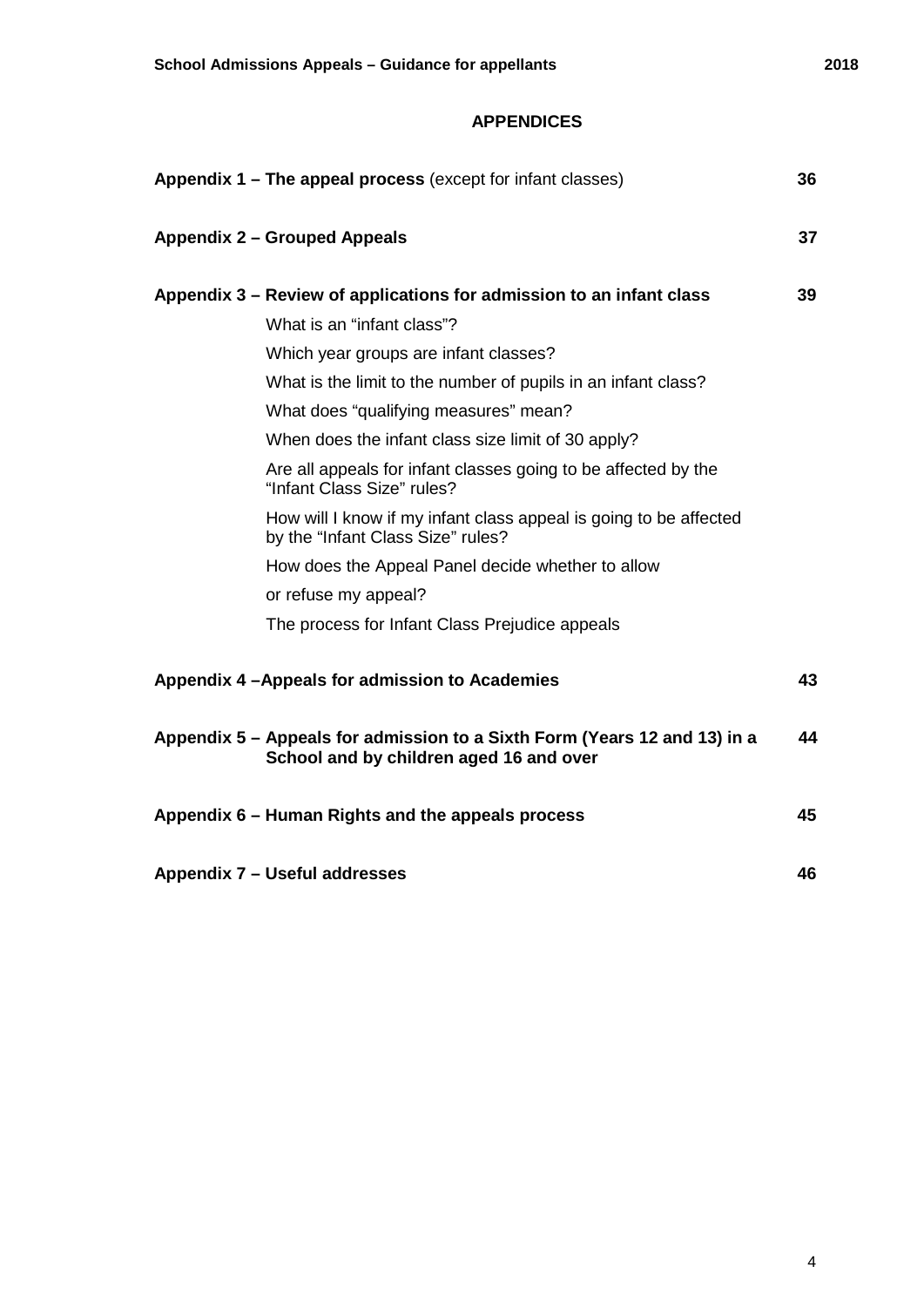## APPENDICES

**Appendix 1 – The appeal process** (except for infant classes) **36**

**Appendix 2 – Grouped Appeals** **37**

**Appendix 3 – Review of applications for admission to an infant class** **39**

- What is an "infant class"?
- Which year groups are infant classes?
- What is the limit to the number of pupils in an infant class?
- What does "qualifying measures" mean?
- When does the infant class size limit of 30 apply?
- Are all appeals for infant classes going to be affected by the "Infant Class Size" rules?
- How will I know if my infant class appeal is going to be affected by the "Infant Class Size" rules?
- How does the Appeal Panel decide whether to allow or refuse my appeal?
- The process for Infant Class Prejudice appeals

**Appendix 4 –Appeals for admission to Academies** **43**

**Appendix 5 – Appeals for admission to a Sixth Form (Years 12 and 13) in a School and by children aged 16 and over** **44**

**Appendix 6 – Human Rights and the appeals process** **45**

**Appendix 7 – Useful addresses** **46**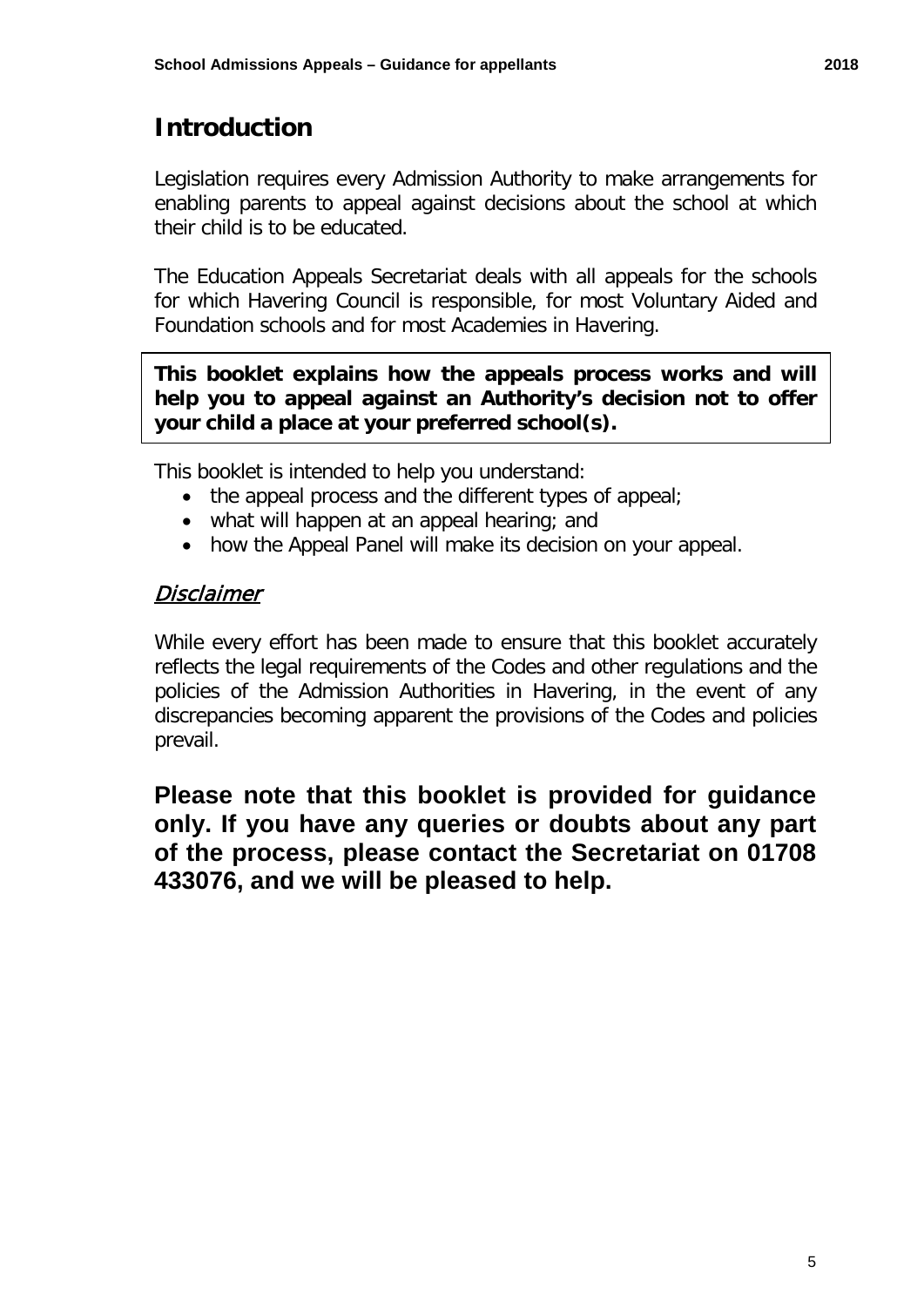# Introduction

Legislation requires every Admission Authority to make arrangements for enabling parents to appeal against decisions about the school at which their child is to be educated.

The Education Appeals Secretariat deals with all appeals for the schools for which Havering Council is responsible, for most Voluntary Aided and Foundation schools and for most Academies in Havering.

**This booklet explains how the appeals process works and will help you to appeal against an Authority's decision not to offer your child a place at your preferred school(s).**

This booklet is intended to help you understand:

- the appeal process and the different types of appeal;
- what will happen at an appeal hearing; and
- how the Appeal Panel will make its decision on your appeal.

## *Disclaimer*

While every effort has been made to ensure that this booklet accurately reflects the legal requirements of the Codes and other regulations and the policies of the Admission Authorities in Havering, in the event of any discrepancies becoming apparent the provisions of the Codes and policies prevail.

**Please note that this booklet is provided for guidance only. If you have any queries or doubts about any part of the process, please contact the Secretariat on 01708 433076, and we will be pleased to help.**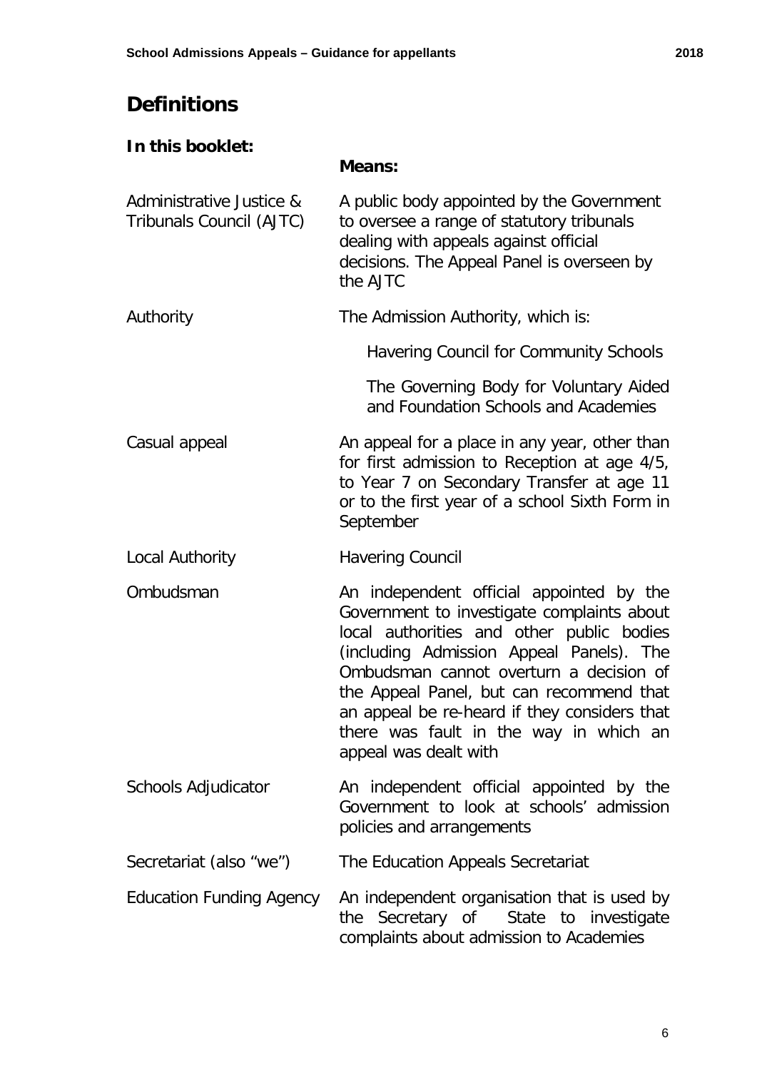## Definitions

| In this booklet: | Means: |
|---|---|
| Administrative Justice & Tribunals Council (AJTC) | A public body appointed by the Government to oversee a range of statutory tribunals dealing with appeals against official decisions. The Appeal Panel is overseen by the AJTC |
| Authority | The Admission Authority, which is:<br><br>Havering Council for Community Schools<br><br>The Governing Body for Voluntary Aided and Foundation Schools and Academies |
| Casual appeal | An appeal for a place in any year, other than for first admission to Reception at age 4/5, to Year 7 on Secondary Transfer at age 11 or to the first year of a school Sixth Form in September |
| Local Authority | Havering Council |
| Ombudsman | An independent official appointed by the Government to investigate complaints about local authorities and other public bodies (including Admission Appeal Panels). The Ombudsman cannot overturn a decision of the Appeal Panel, but can recommend that an appeal be re-heard if they considers that there was fault in the way in which an appeal was dealt with |
| Schools Adjudicator | An independent official appointed by the Government to look at schools' admission policies and arrangements |
| Secretariat (also "we") | The Education Appeals Secretariat |
| Education Funding Agency | An independent organisation that is used by the Secretary of State to investigate complaints about admission to Academies |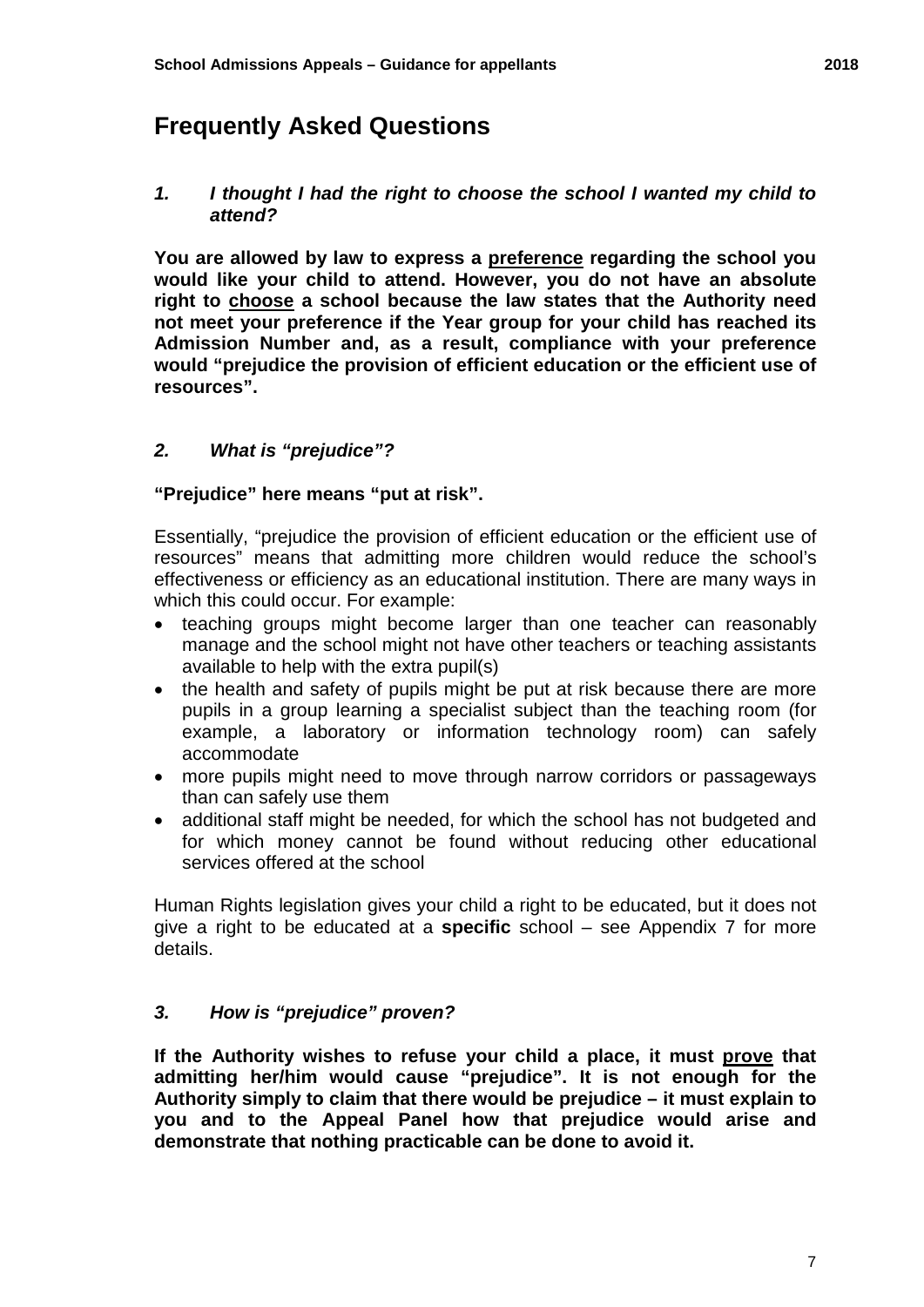## Frequently Asked Questions

### *1. I thought I had the right to choose the school I wanted my child to attend?*

**You are allowed by law to express a <u>preference</u> regarding the school you would like your child to attend. However, you do not have an absolute right to <u>choose</u> a school because the law states that the Authority need not meet your preference if the Year group for your child has reached its Admission Number and, as a result, compliance with your preference would "prejudice the provision of efficient education or the efficient use of resources".**

### *2. What is "prejudice"?*

**"Prejudice" here means "put at risk".**

Essentially, "prejudice the provision of efficient education or the efficient use of resources" means that admitting more children would reduce the school's effectiveness or efficiency as an educational institution. There are many ways in which this could occur. For example:

- teaching groups might become larger than one teacher can reasonably manage and the school might not have other teachers or teaching assistants available to help with the extra pupil(s)
- the health and safety of pupils might be put at risk because there are more pupils in a group learning a specialist subject than the teaching room (for example, a laboratory or information technology room) can safely accommodate
- more pupils might need to move through narrow corridors or passageways than can safely use them
- additional staff might be needed, for which the school has not budgeted and for which money cannot be found without reducing other educational services offered at the school

Human Rights legislation gives your child a right to be educated, but it does not give a right to be educated at a **specific** school – see Appendix 7 for more details.

### *3. How is "prejudice" proven?*

**If the Authority wishes to refuse your child a place, it must <u>prove</u> that admitting her/him would cause "prejudice". It is not enough for the Authority simply to claim that there would be prejudice – it must explain to you and to the Appeal Panel how that prejudice would arise and demonstrate that nothing practicable can be done to avoid it.**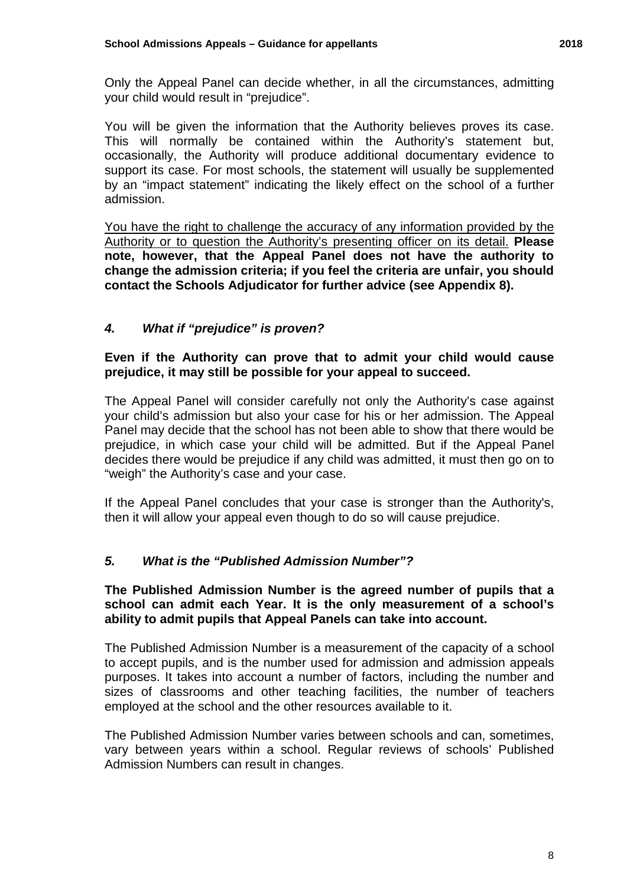Only the Appeal Panel can decide whether, in all the circumstances, admitting your child would result in "prejudice".

You will be given the information that the Authority believes proves its case. This will normally be contained within the Authority's statement but, occasionally, the Authority will produce additional documentary evidence to support its case. For most schools, the statement will usually be supplemented by an "impact statement" indicating the likely effect on the school of a further admission.

<u>You have the right to challenge the accuracy of any information provided by the Authority or to question the Authority's presenting officer on its detail.</u> **Please note, however, that the Appeal Panel does not have the authority to change the admission criteria; if you feel the criteria are unfair, you should contact the Schools Adjudicator for further advice (see Appendix 8).**

### *4. What if "prejudice" is proven?*

**Even if the Authority can prove that to admit your child would cause prejudice, it may still be possible for your appeal to succeed.**

The Appeal Panel will consider carefully not only the Authority's case against your child's admission but also your case for his or her admission. The Appeal Panel may decide that the school has not been able to show that there would be prejudice, in which case your child will be admitted. But if the Appeal Panel decides there would be prejudice if any child was admitted, it must then go on to "weigh" the Authority's case and your case.

If the Appeal Panel concludes that your case is stronger than the Authority's, then it will allow your appeal even though to do so will cause prejudice.

### *5. What is the "Published Admission Number"?*

**The Published Admission Number is the agreed number of pupils that a school can admit each Year. It is the only measurement of a school's ability to admit pupils that Appeal Panels can take into account.**

The Published Admission Number is a measurement of the capacity of a school to accept pupils, and is the number used for admission and admission appeals purposes. It takes into account a number of factors, including the number and sizes of classrooms and other teaching facilities, the number of teachers employed at the school and the other resources available to it.

The Published Admission Number varies between schools and can, sometimes, vary between years within a school. Regular reviews of schools' Published Admission Numbers can result in changes.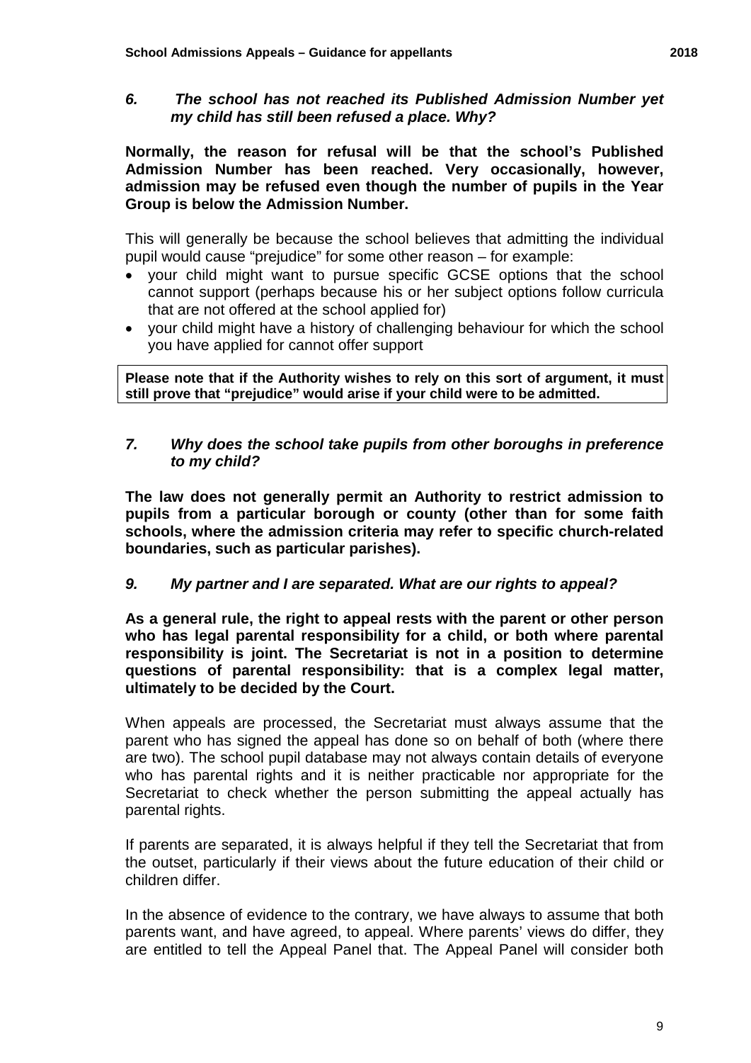### *6. The school has not reached its Published Admission Number yet my child has still been refused a place. Why?*

**Normally, the reason for refusal will be that the school's Published Admission Number has been reached. Very occasionally, however, admission may be refused even though the number of pupils in the Year Group is below the Admission Number.**

This will generally be because the school believes that admitting the individual pupil would cause "prejudice" for some other reason – for example:

- your child might want to pursue specific GCSE options that the school cannot support (perhaps because his or her subject options follow curricula that are not offered at the school applied for)
- your child might have a history of challenging behaviour for which the school you have applied for cannot offer support

**Please note that if the Authority wishes to rely on this sort of argument, it must still prove that "prejudice" would arise if your child were to be admitted.**

### *7. Why does the school take pupils from other boroughs in preference to my child?*

**The law does not generally permit an Authority to restrict admission to pupils from a particular borough or county (other than for some faith schools, where the admission criteria may refer to specific church-related boundaries, such as particular parishes).**

### *9. My partner and I are separated. What are our rights to appeal?*

**As a general rule, the right to appeal rests with the parent or other person who has legal parental responsibility for a child, or both where parental responsibility is joint. The Secretariat is not in a position to determine questions of parental responsibility: that is a complex legal matter, ultimately to be decided by the Court.**

When appeals are processed, the Secretariat must always assume that the parent who has signed the appeal has done so on behalf of both (where there are two). The school pupil database may not always contain details of everyone who has parental rights and it is neither practicable nor appropriate for the Secretariat to check whether the person submitting the appeal actually has parental rights.

If parents are separated, it is always helpful if they tell the Secretariat that from the outset, particularly if their views about the future education of their child or children differ.

In the absence of evidence to the contrary, we have always to assume that both parents want, and have agreed, to appeal. Where parents' views do differ, they are entitled to tell the Appeal Panel that. The Appeal Panel will consider both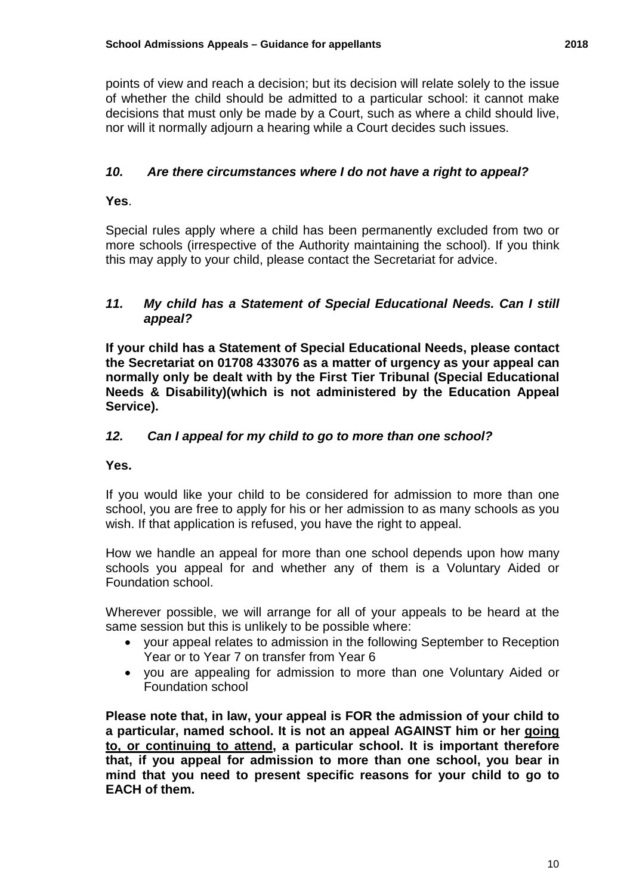points of view and reach a decision; but its decision will relate solely to the issue of whether the child should be admitted to a particular school: it cannot make decisions that must only be made by a Court, such as where a child should live, nor will it normally adjourn a hearing while a Court decides such issues.

### *10. Are there circumstances where I do not have a right to appeal?*

**Yes**.

Special rules apply where a child has been permanently excluded from two or more schools (irrespective of the Authority maintaining the school). If you think this may apply to your child, please contact the Secretariat for advice.

### *11. My child has a Statement of Special Educational Needs. Can I still appeal?*

**If your child has a Statement of Special Educational Needs, please contact the Secretariat on 01708 433076 as a matter of urgency as your appeal can normally only be dealt with by the First Tier Tribunal (Special Educational Needs & Disability)(which is not administered by the Education Appeal Service).**

### *12. Can I appeal for my child to go to more than one school?*

**Yes.**

If you would like your child to be considered for admission to more than one school, you are free to apply for his or her admission to as many schools as you wish. If that application is refused, you have the right to appeal.

How we handle an appeal for more than one school depends upon how many schools you appeal for and whether any of them is a Voluntary Aided or Foundation school.

Wherever possible, we will arrange for all of your appeals to be heard at the same session but this is unlikely to be possible where:

- your appeal relates to admission in the following September to Reception Year or to Year 7 on transfer from Year 6
- you are appealing for admission to more than one Voluntary Aided or Foundation school

**Please note that, in law, your appeal is FOR the admission of your child to a particular, named school. It is not an appeal AGAINST him or her <u>going to, or continuing to attend</u>, a particular school. It is important therefore that, if you appeal for admission to more than one school, you bear in mind that you need to present specific reasons for your child to go to EACH of them.**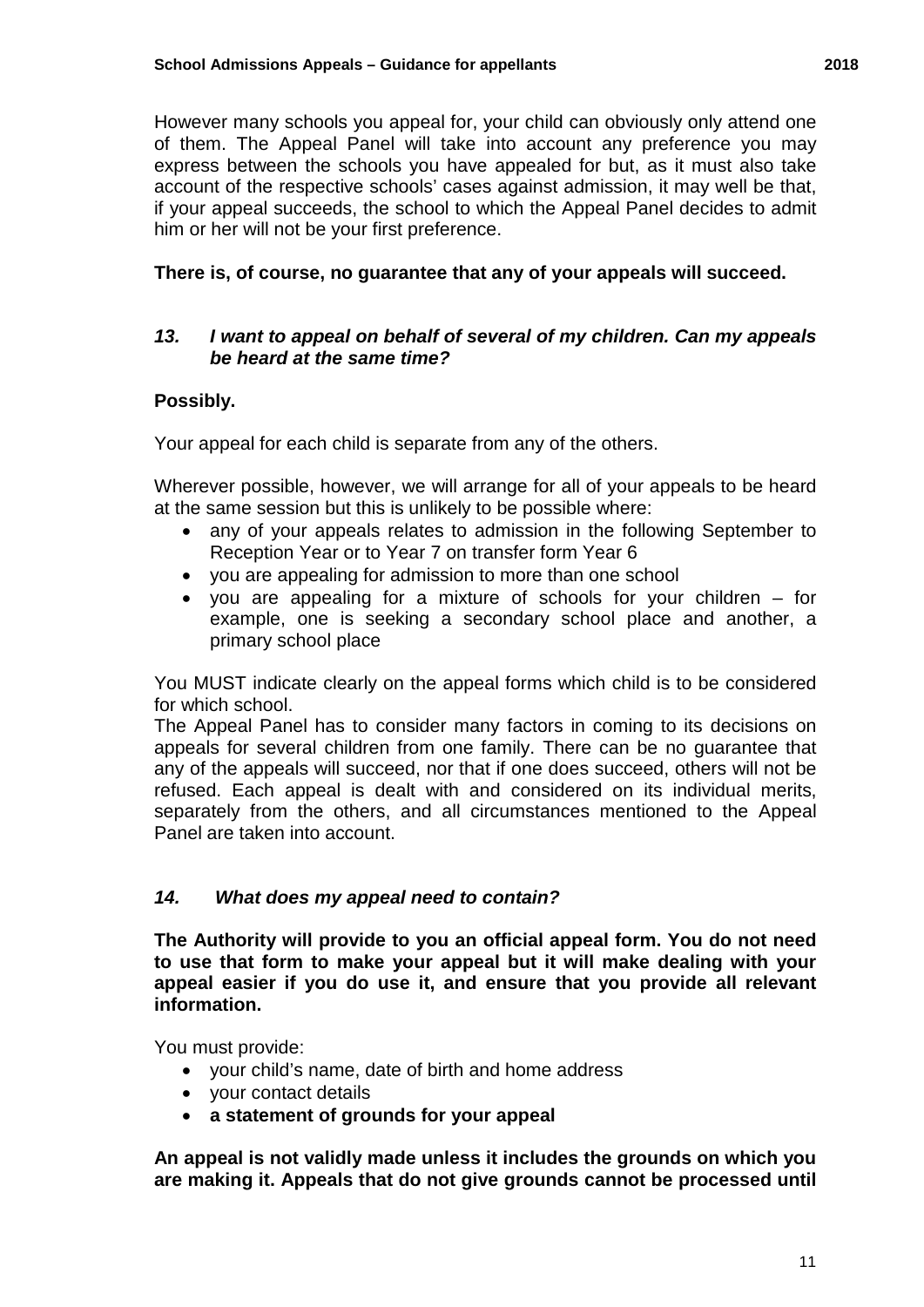However many schools you appeal for, your child can obviously only attend one of them. The Appeal Panel will take into account any preference you may express between the schools you have appealed for but, as it must also take account of the respective schools' cases against admission, it may well be that, if your appeal succeeds, the school to which the Appeal Panel decides to admit him or her will not be your first preference.

**There is, of course, no guarantee that any of your appeals will succeed.**

### *13. I want to appeal on behalf of several of my children. Can my appeals be heard at the same time?*

**Possibly.**

Your appeal for each child is separate from any of the others.

Wherever possible, however, we will arrange for all of your appeals to be heard at the same session but this is unlikely to be possible where:

- any of your appeals relates to admission in the following September to Reception Year or to Year 7 on transfer form Year 6
- you are appealing for admission to more than one school
- you are appealing for a mixture of schools for your children – for example, one is seeking a secondary school place and another, a primary school place

You MUST indicate clearly on the appeal forms which child is to be considered for which school.

The Appeal Panel has to consider many factors in coming to its decisions on appeals for several children from one family. There can be no guarantee that any of the appeals will succeed, nor that if one does succeed, others will not be refused. Each appeal is dealt with and considered on its individual merits, separately from the others, and all circumstances mentioned to the Appeal Panel are taken into account.

### *14. What does my appeal need to contain?*

**The Authority will provide to you an official appeal form. You do not need to use that form to make your appeal but it will make dealing with your appeal easier if you do use it, and ensure that you provide all relevant information.**

You must provide:

- your child's name, date of birth and home address
- your contact details
- **a statement of grounds for your appeal**

**An appeal is not validly made unless it includes the grounds on which you are making it. Appeals that do not give grounds cannot be processed until**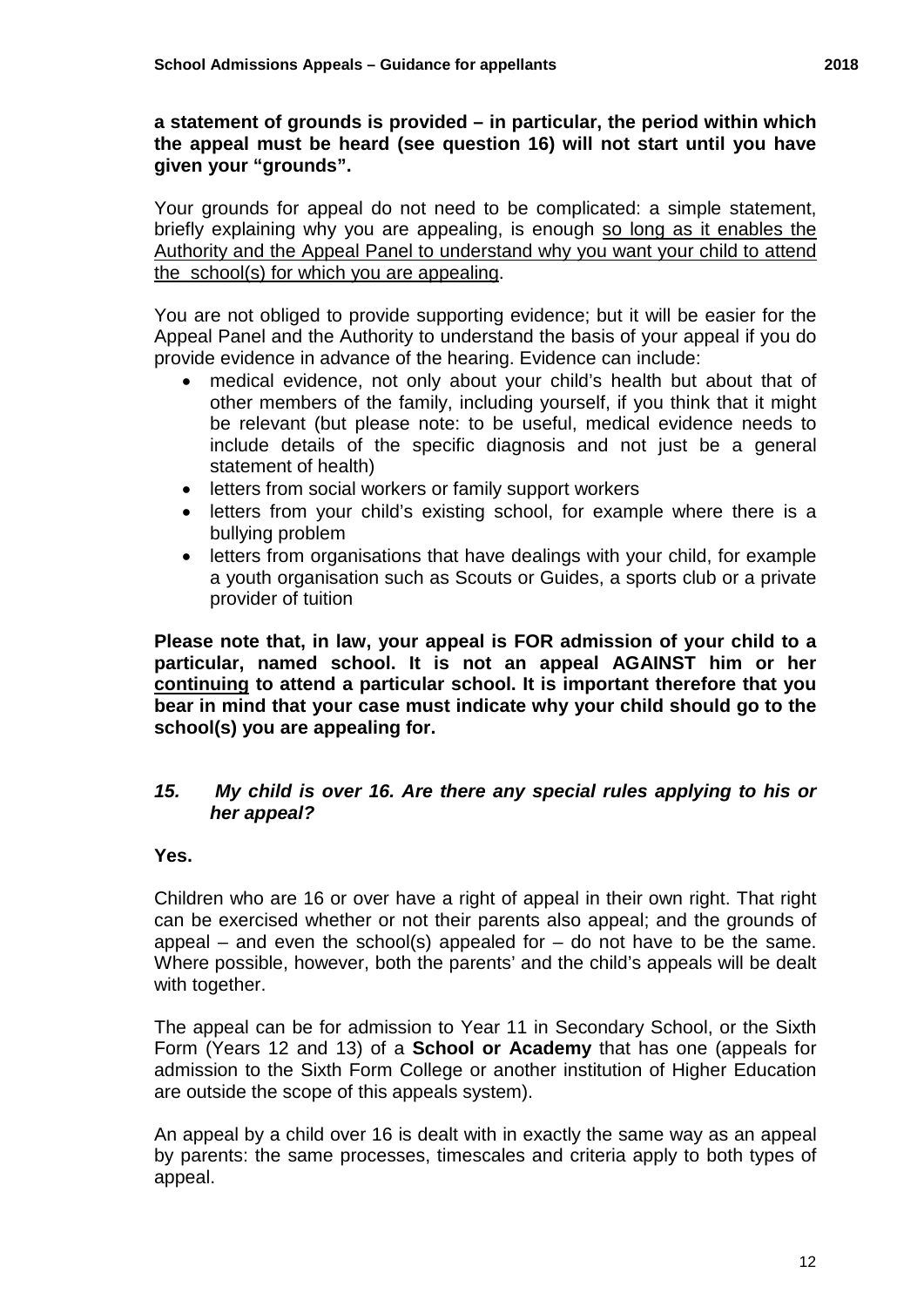**a statement of grounds is provided – in particular, the period within which the appeal must be heard (see question 16) will not start until you have given your "grounds".**

Your grounds for appeal do not need to be complicated: a simple statement, briefly explaining why you are appealing, is enough <u>so long as it enables the Authority and the Appeal Panel to understand why you want your child to attend the school(s) for which you are appealing</u>.

You are not obliged to provide supporting evidence; but it will be easier for the Appeal Panel and the Authority to understand the basis of your appeal if you do provide evidence in advance of the hearing. Evidence can include:

- medical evidence, not only about your child's health but about that of other members of the family, including yourself, if you think that it might be relevant (but please note: to be useful, medical evidence needs to include details of the specific diagnosis and not just be a general statement of health)
- letters from social workers or family support workers
- letters from your child's existing school, for example where there is a bullying problem
- letters from organisations that have dealings with your child, for example a youth organisation such as Scouts or Guides, a sports club or a private provider of tuition

**Please note that, in law, your appeal is FOR admission of your child to a particular, named school. It is not an appeal AGAINST him or her <u>continuing</u> to attend a particular school. It is important therefore that you bear in mind that your case must indicate why your child should go to the school(s) you are appealing for.**

### *15. My child is over 16. Are there any special rules applying to his or her appeal?*

**Yes.**

Children who are 16 or over have a right of appeal in their own right. That right can be exercised whether or not their parents also appeal; and the grounds of appeal – and even the school(s) appealed for – do not have to be the same. Where possible, however, both the parents' and the child's appeals will be dealt with together.

The appeal can be for admission to Year 11 in Secondary School, or the Sixth Form (Years 12 and 13) of a **School or Academy** that has one (appeals for admission to the Sixth Form College or another institution of Higher Education are outside the scope of this appeals system).

An appeal by a child over 16 is dealt with in exactly the same way as an appeal by parents: the same processes, timescales and criteria apply to both types of appeal.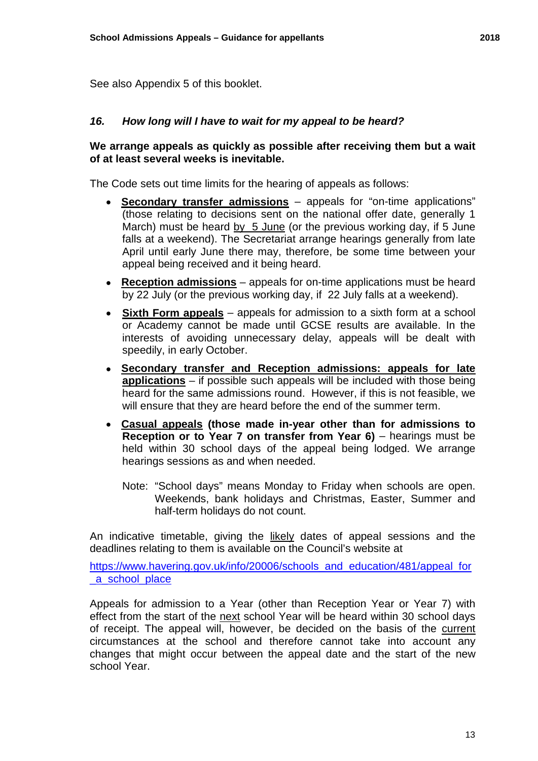See also Appendix 5 of this booklet.

### *16. How long will I have to wait for my appeal to be heard?*

**We arrange appeals as quickly as possible after receiving them but a wait of at least several weeks is inevitable.**

The Code sets out time limits for the hearing of appeals as follows:

- **Secondary transfer admissions** – appeals for "on-time applications" (those relating to decisions sent on the national offer date, generally 1 March) must be heard by 5 June (or the previous working day, if 5 June falls at a weekend). The Secretariat arrange hearings generally from late April until early June there may, therefore, be some time between your appeal being received and it being heard.
- **Reception admissions** – appeals for on-time applications must be heard by 22 July (or the previous working day, if 22 July falls at a weekend).
- **Sixth Form appeals** – appeals for admission to a sixth form at a school or Academy cannot be made until GCSE results are available. In the interests of avoiding unnecessary delay, appeals will be dealt with speedily, in early October.
- **Secondary transfer and Reception admissions: appeals for late applications** – if possible such appeals will be included with those being heard for the same admissions round. However, if this is not feasible, we will ensure that they are heard before the end of the summer term.
- **Casual appeals (those made in-year other than for admissions to Reception or to Year 7 on transfer from Year 6)** – hearings must be held within 30 school days of the appeal being lodged. We arrange hearings sessions as and when needed.

  Note: "School days" means Monday to Friday when schools are open. Weekends, bank holidays and Christmas, Easter, Summer and half-term holidays do not count.

An indicative timetable, giving the likely dates of appeal sessions and the deadlines relating to them is available on the Council's website at

https://www.havering.gov.uk/info/20006/schools_and_education/481/appeal_for_a_school_place

Appeals for admission to a Year (other than Reception Year or Year 7) with effect from the start of the next school Year will be heard within 30 school days of receipt. The appeal will, however, be decided on the basis of the current circumstances at the school and therefore cannot take into account any changes that might occur between the appeal date and the start of the new school Year.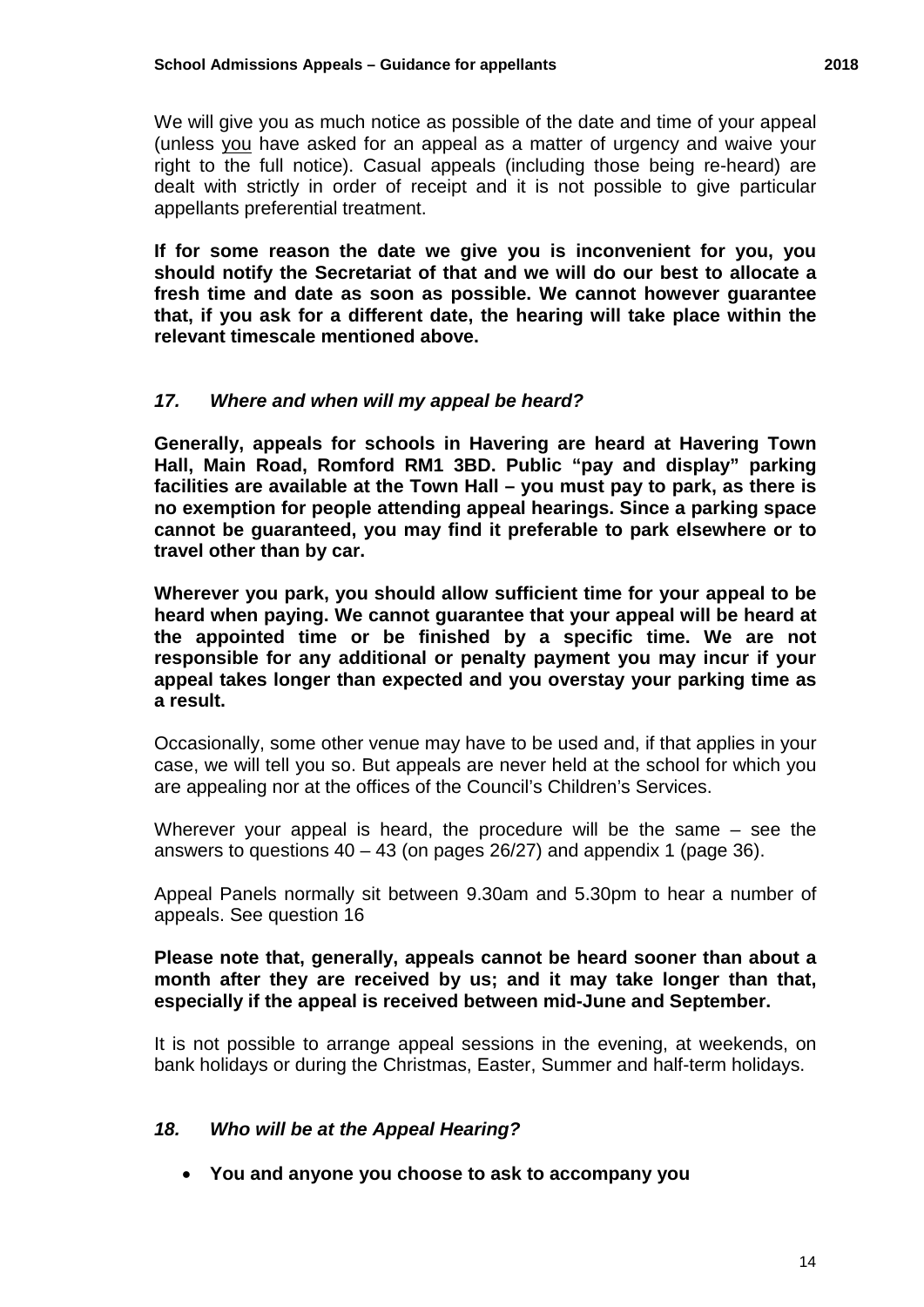We will give you as much notice as possible of the date and time of your appeal (unless you have asked for an appeal as a matter of urgency and waive your right to the full notice). Casual appeals (including those being re-heard) are dealt with strictly in order of receipt and it is not possible to give particular appellants preferential treatment.

**If for some reason the date we give you is inconvenient for you, you should notify the Secretariat of that and we will do our best to allocate a fresh time and date as soon as possible. We cannot however guarantee that, if you ask for a different date, the hearing will take place within the relevant timescale mentioned above.**

### *17. Where and when will my appeal be heard?*

**Generally, appeals for schools in Havering are heard at Havering Town Hall, Main Road, Romford RM1 3BD. Public "pay and display" parking facilities are available at the Town Hall – you must pay to park, as there is no exemption for people attending appeal hearings. Since a parking space cannot be guaranteed, you may find it preferable to park elsewhere or to travel other than by car.**

**Wherever you park, you should allow sufficient time for your appeal to be heard when paying. We cannot guarantee that your appeal will be heard at the appointed time or be finished by a specific time. We are not responsible for any additional or penalty payment you may incur if your appeal takes longer than expected and you overstay your parking time as a result.**

Occasionally, some other venue may have to be used and, if that applies in your case, we will tell you so. But appeals are never held at the school for which you are appealing nor at the offices of the Council's Children's Services.

Wherever your appeal is heard, the procedure will be the same – see the answers to questions 40 – 43 (on pages 26/27) and appendix 1 (page 36).

Appeal Panels normally sit between 9.30am and 5.30pm to hear a number of appeals. See question 16

**Please note that, generally, appeals cannot be heard sooner than about a month after they are received by us; and it may take longer than that, especially if the appeal is received between mid-June and September.**

It is not possible to arrange appeal sessions in the evening, at weekends, on bank holidays or during the Christmas, Easter, Summer and half-term holidays.

### *18. Who will be at the Appeal Hearing?*

- **You and anyone you choose to ask to accompany you**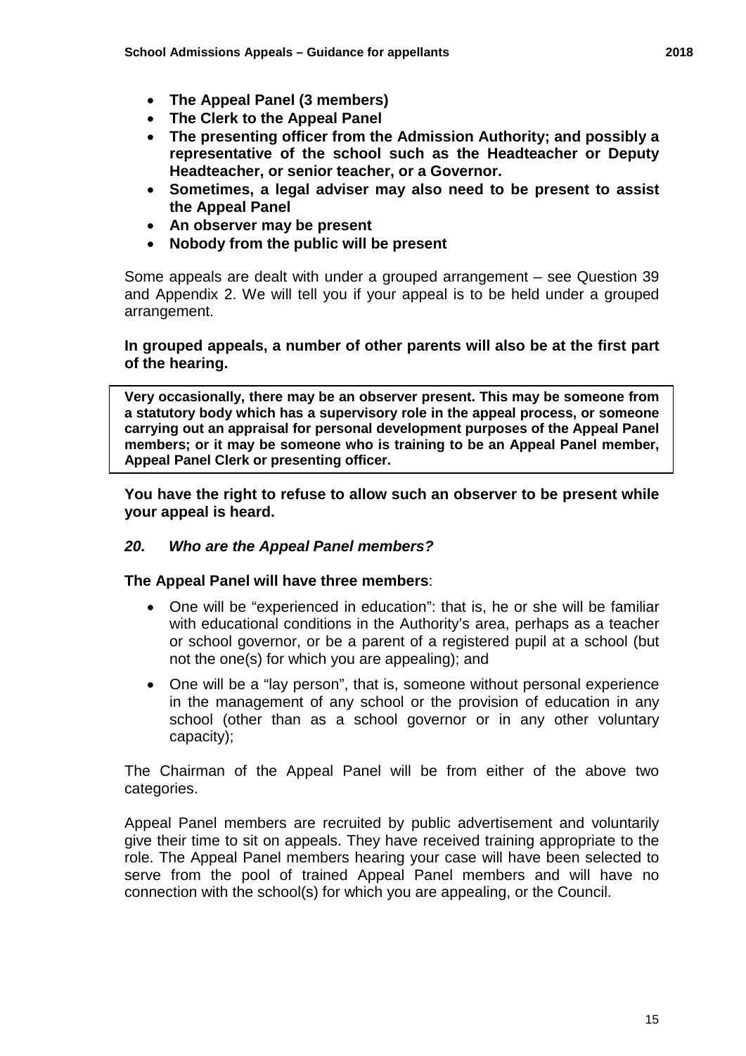- **The Appeal Panel (3 members)**
- **The Clerk to the Appeal Panel**
- **The presenting officer from the Admission Authority; and possibly a representative of the school such as the Headteacher or Deputy Headteacher, or senior teacher, or a Governor.**
- **Sometimes, a legal adviser may also need to be present to assist the Appeal Panel**
- **An observer may be present**
- **Nobody from the public will be present**

Some appeals are dealt with under a grouped arrangement – see Question 39 and Appendix 2. We will tell you if your appeal is to be held under a grouped arrangement.

**In grouped appeals, a number of other parents will also be at the first part of the hearing.**

**Very occasionally, there may be an observer present. This may be someone from a statutory body which has a supervisory role in the appeal process, or someone carrying out an appraisal for personal development purposes of the Appeal Panel members; or it may be someone who is training to be an Appeal Panel member, Appeal Panel Clerk or presenting officer.**

**You have the right to refuse to allow such an observer to be present while your appeal is heard.**

### *20. Who are the Appeal Panel members?*

**The Appeal Panel will have three members**:

- One will be "experienced in education": that is, he or she will be familiar with educational conditions in the Authority's area, perhaps as a teacher or school governor, or be a parent of a registered pupil at a school (but not the one(s) for which you are appealing); and
- One will be a "lay person", that is, someone without personal experience in the management of any school or the provision of education in any school (other than as a school governor or in any other voluntary capacity);

The Chairman of the Appeal Panel will be from either of the above two categories.

Appeal Panel members are recruited by public advertisement and voluntarily give their time to sit on appeals. They have received training appropriate to the role. The Appeal Panel members hearing your case will have been selected to serve from the pool of trained Appeal Panel members and will have no connection with the school(s) for which you are appealing, or the Council.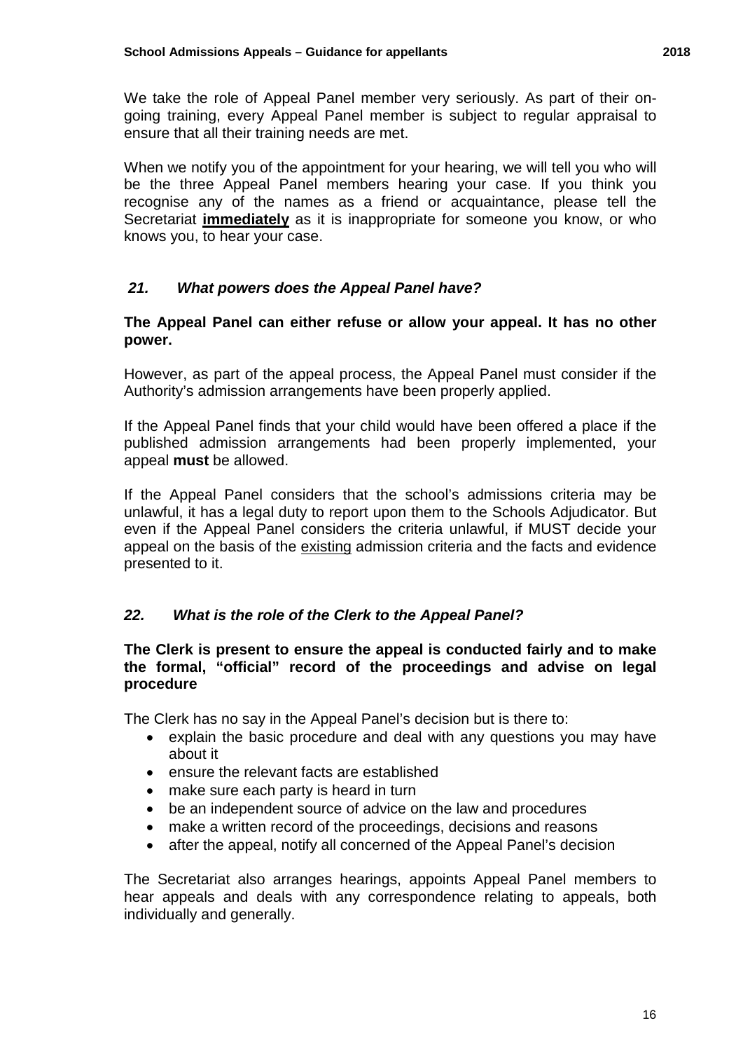We take the role of Appeal Panel member very seriously. As part of their on-going training, every Appeal Panel member is subject to regular appraisal to ensure that all their training needs are met.

When we notify you of the appointment for your hearing, we will tell you who will be the three Appeal Panel members hearing your case. If you think you recognise any of the names as a friend or acquaintance, please tell the Secretariat **immediately** as it is inappropriate for someone you know, or who knows you, to hear your case.

### *21. What powers does the Appeal Panel have?*

**The Appeal Panel can either refuse or allow your appeal. It has no other power.**

However, as part of the appeal process, the Appeal Panel must consider if the Authority's admission arrangements have been properly applied.

If the Appeal Panel finds that your child would have been offered a place if the published admission arrangements had been properly implemented, your appeal **must** be allowed.

If the Appeal Panel considers that the school's admissions criteria may be unlawful, it has a legal duty to report upon them to the Schools Adjudicator. But even if the Appeal Panel considers the criteria unlawful, if MUST decide your appeal on the basis of the existing admission criteria and the facts and evidence presented to it.

### *22. What is the role of the Clerk to the Appeal Panel?*

**The Clerk is present to ensure the appeal is conducted fairly and to make the formal, "official" record of the proceedings and advise on legal procedure**

The Clerk has no say in the Appeal Panel's decision but is there to:

- explain the basic procedure and deal with any questions you may have about it
- ensure the relevant facts are established
- make sure each party is heard in turn
- be an independent source of advice on the law and procedures
- make a written record of the proceedings, decisions and reasons
- after the appeal, notify all concerned of the Appeal Panel's decision

The Secretariat also arranges hearings, appoints Appeal Panel members to hear appeals and deals with any correspondence relating to appeals, both individually and generally.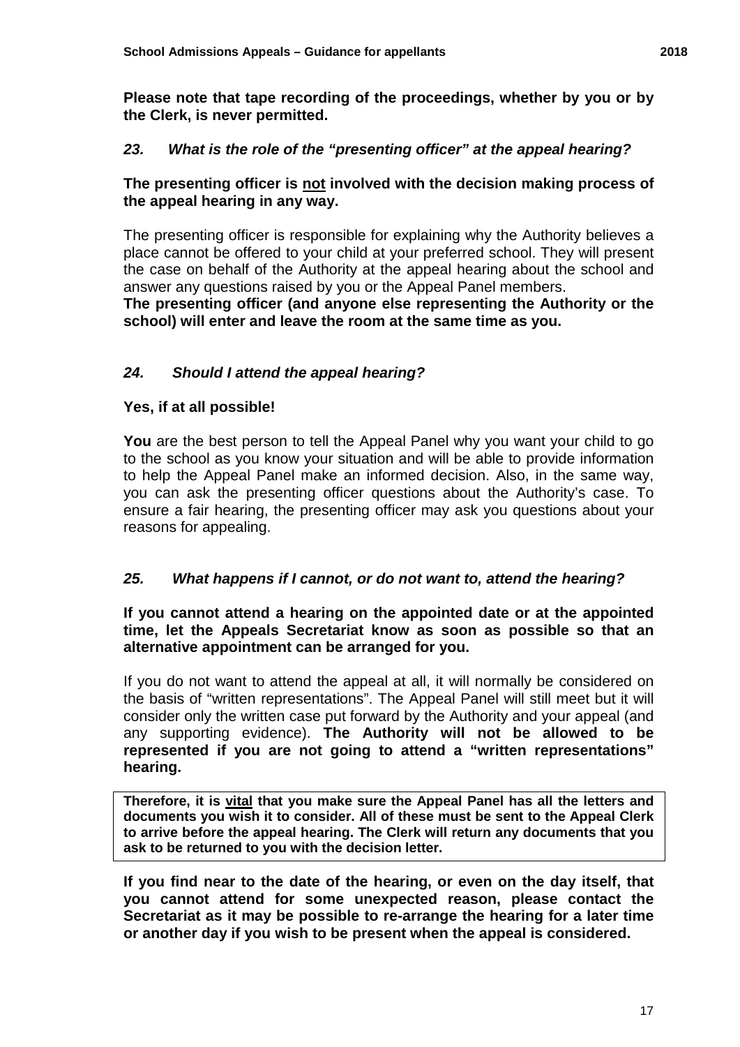**Please note that tape recording of the proceedings, whether by you or by the Clerk, is never permitted.**

### *23. What is the role of the "presenting officer" at the appeal hearing?*

**The presenting officer is <u>not</u> involved with the decision making process of the appeal hearing in any way.**

The presenting officer is responsible for explaining why the Authority believes a place cannot be offered to your child at your preferred school. They will present the case on behalf of the Authority at the appeal hearing about the school and answer any questions raised by you or the Appeal Panel members.

**The presenting officer (and anyone else representing the Authority or the school) will enter and leave the room at the same time as you.**

### *24. Should I attend the appeal hearing?*

**Yes, if at all possible!**

**You** are the best person to tell the Appeal Panel why you want your child to go to the school as you know your situation and will be able to provide information to help the Appeal Panel make an informed decision. Also, in the same way, you can ask the presenting officer questions about the Authority's case. To ensure a fair hearing, the presenting officer may ask you questions about your reasons for appealing.

### *25. What happens if I cannot, or do not want to, attend the hearing?*

**If you cannot attend a hearing on the appointed date or at the appointed time, let the Appeals Secretariat know as soon as possible so that an alternative appointment can be arranged for you.**

If you do not want to attend the appeal at all, it will normally be considered on the basis of "written representations". The Appeal Panel will still meet but it will consider only the written case put forward by the Authority and your appeal (and any supporting evidence). **The Authority will not be allowed to be represented if you are not going to attend a "written representations" hearing.**

**Therefore, it is <u>vital</u> that you make sure the Appeal Panel has all the letters and documents you wish it to consider. All of these must be sent to the Appeal Clerk to arrive before the appeal hearing. The Clerk will return any documents that you ask to be returned to you with the decision letter.**

**If you find near to the date of the hearing, or even on the day itself, that you cannot attend for some unexpected reason, please contact the Secretariat as it may be possible to re-arrange the hearing for a later time or another day if you wish to be present when the appeal is considered.**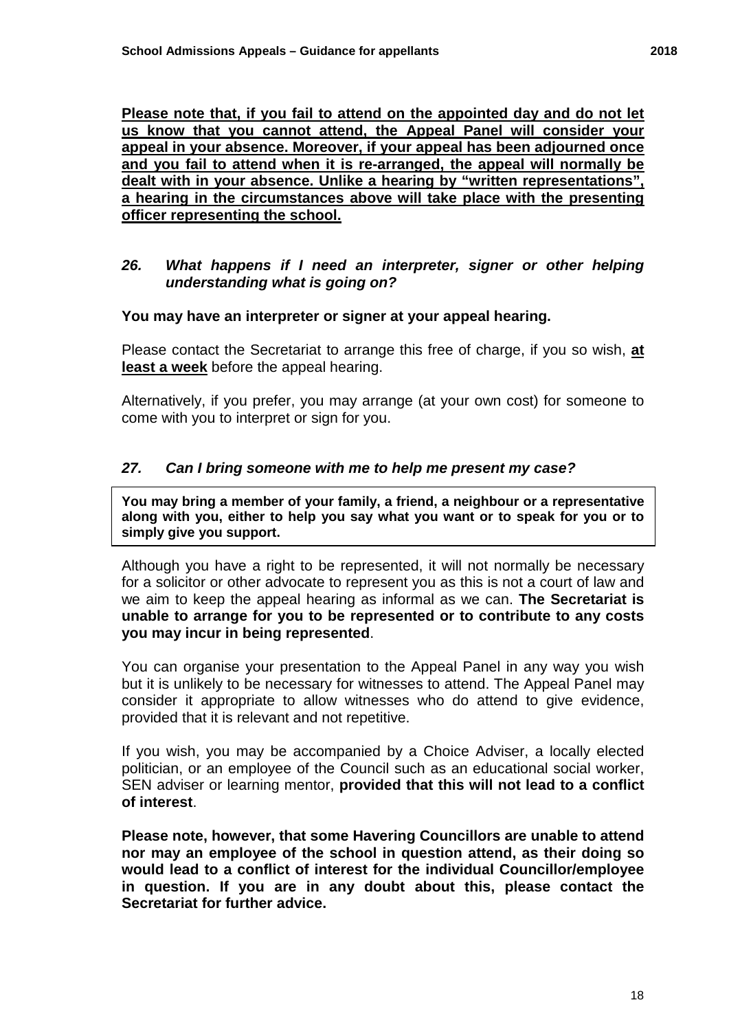**<u>Please note that, if you fail to attend on the appointed day and do not let us know that you cannot attend, the Appeal Panel will consider your appeal in your absence. Moreover, if your appeal has been adjourned once and you fail to attend when it is re-arranged, the appeal will normally be dealt with in your absence. Unlike a hearing by "written representations", a hearing in the circumstances above will take place with the presenting officer representing the school.</u>**

### *26. What happens if I need an interpreter, signer or other helping understanding what is going on?*

**You may have an interpreter or signer at your appeal hearing.**

Please contact the Secretariat to arrange this free of charge, if you so wish, **<u>at least a week</u>** before the appeal hearing.

Alternatively, if you prefer, you may arrange (at your own cost) for someone to come with you to interpret or sign for you.

### *27. Can I bring someone with me to help me present my case?*

**You may bring a member of your family, a friend, a neighbour or a representative along with you, either to help you say what you want or to speak for you or to simply give you support.**

Although you have a right to be represented, it will not normally be necessary for a solicitor or other advocate to represent you as this is not a court of law and we aim to keep the appeal hearing as informal as we can. **The Secretariat is unable to arrange for you to be represented or to contribute to any costs you may incur in being represented**.

You can organise your presentation to the Appeal Panel in any way you wish but it is unlikely to be necessary for witnesses to attend. The Appeal Panel may consider it appropriate to allow witnesses who do attend to give evidence, provided that it is relevant and not repetitive.

If you wish, you may be accompanied by a Choice Adviser, a locally elected politician, or an employee of the Council such as an educational social worker, SEN adviser or learning mentor, **provided that this will not lead to a conflict of interest**.

**Please note, however, that some Havering Councillors are unable to attend nor may an employee of the school in question attend, as their doing so would lead to a conflict of interest for the individual Councillor/employee in question. If you are in any doubt about this, please contact the Secretariat for further advice.**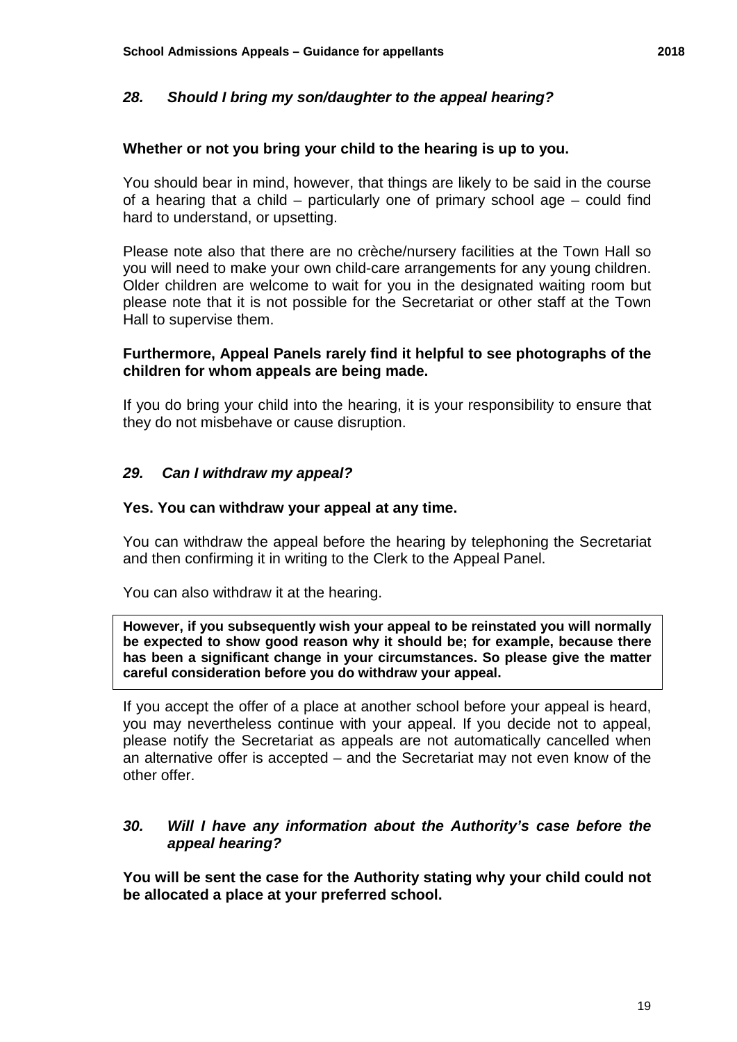### *28. Should I bring my son/daughter to the appeal hearing?*

**Whether or not you bring your child to the hearing is up to you.**

You should bear in mind, however, that things are likely to be said in the course of a hearing that a child – particularly one of primary school age – could find hard to understand, or upsetting.

Please note also that there are no crèche/nursery facilities at the Town Hall so you will need to make your own child-care arrangements for any young children. Older children are welcome to wait for you in the designated waiting room but please note that it is not possible for the Secretariat or other staff at the Town Hall to supervise them.

**Furthermore, Appeal Panels rarely find it helpful to see photographs of the children for whom appeals are being made.**

If you do bring your child into the hearing, it is your responsibility to ensure that they do not misbehave or cause disruption.

### *29. Can I withdraw my appeal?*

**Yes. You can withdraw your appeal at any time.**

You can withdraw the appeal before the hearing by telephoning the Secretariat and then confirming it in writing to the Clerk to the Appeal Panel.

You can also withdraw it at the hearing.

**However, if you subsequently wish your appeal to be reinstated you will normally be expected to show good reason why it should be; for example, because there has been a significant change in your circumstances. So please give the matter careful consideration before you do withdraw your appeal.**

If you accept the offer of a place at another school before your appeal is heard, you may nevertheless continue with your appeal. If you decide not to appeal, please notify the Secretariat as appeals are not automatically cancelled when an alternative offer is accepted – and the Secretariat may not even know of the other offer.

### *30. Will I have any information about the Authority's case before the appeal hearing?*

**You will be sent the case for the Authority stating why your child could not be allocated a place at your preferred school.**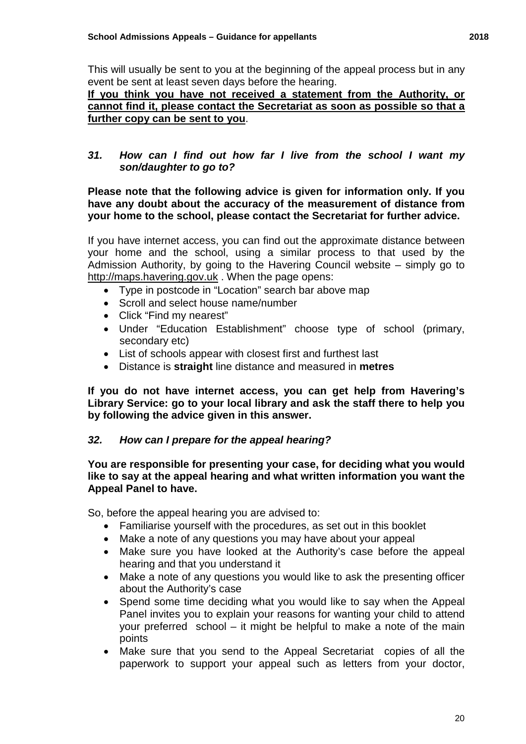This will usually be sent to you at the beginning of the appeal process but in any event be sent at least seven days before the hearing.

**If you think you have not received a statement from the Authority, or cannot find it, please contact the Secretariat as soon as possible so that a further copy can be sent to you**.

### *31. How can I find out how far I live from the school I want my son/daughter to go to?*

**Please note that the following advice is given for information only. If you have any doubt about the accuracy of the measurement of distance from your home to the school, please contact the Secretariat for further advice.**

If you have internet access, you can find out the approximate distance between your home and the school, using a similar process to that used by the Admission Authority, by going to the Havering Council website – simply go to http://maps.havering.gov.uk . When the page opens:

- Type in postcode in "Location" search bar above map
- Scroll and select house name/number
- Click "Find my nearest"
- Under "Education Establishment" choose type of school (primary, secondary etc)
- List of schools appear with closest first and furthest last
- Distance is **straight** line distance and measured in **metres**

**If you do not have internet access, you can get help from Havering's Library Service: go to your local library and ask the staff there to help you by following the advice given in this answer.**

### *32. How can I prepare for the appeal hearing?*

**You are responsible for presenting your case, for deciding what you would like to say at the appeal hearing and what written information you want the Appeal Panel to have.**

So, before the appeal hearing you are advised to:

- Familiarise yourself with the procedures, as set out in this booklet
- Make a note of any questions you may have about your appeal
- Make sure you have looked at the Authority's case before the appeal hearing and that you understand it
- Make a note of any questions you would like to ask the presenting officer about the Authority's case
- Spend some time deciding what you would like to say when the Appeal Panel invites you to explain your reasons for wanting your child to attend your preferred school – it might be helpful to make a note of the main points
- Make sure that you send to the Appeal Secretariat copies of all the paperwork to support your appeal such as letters from your doctor,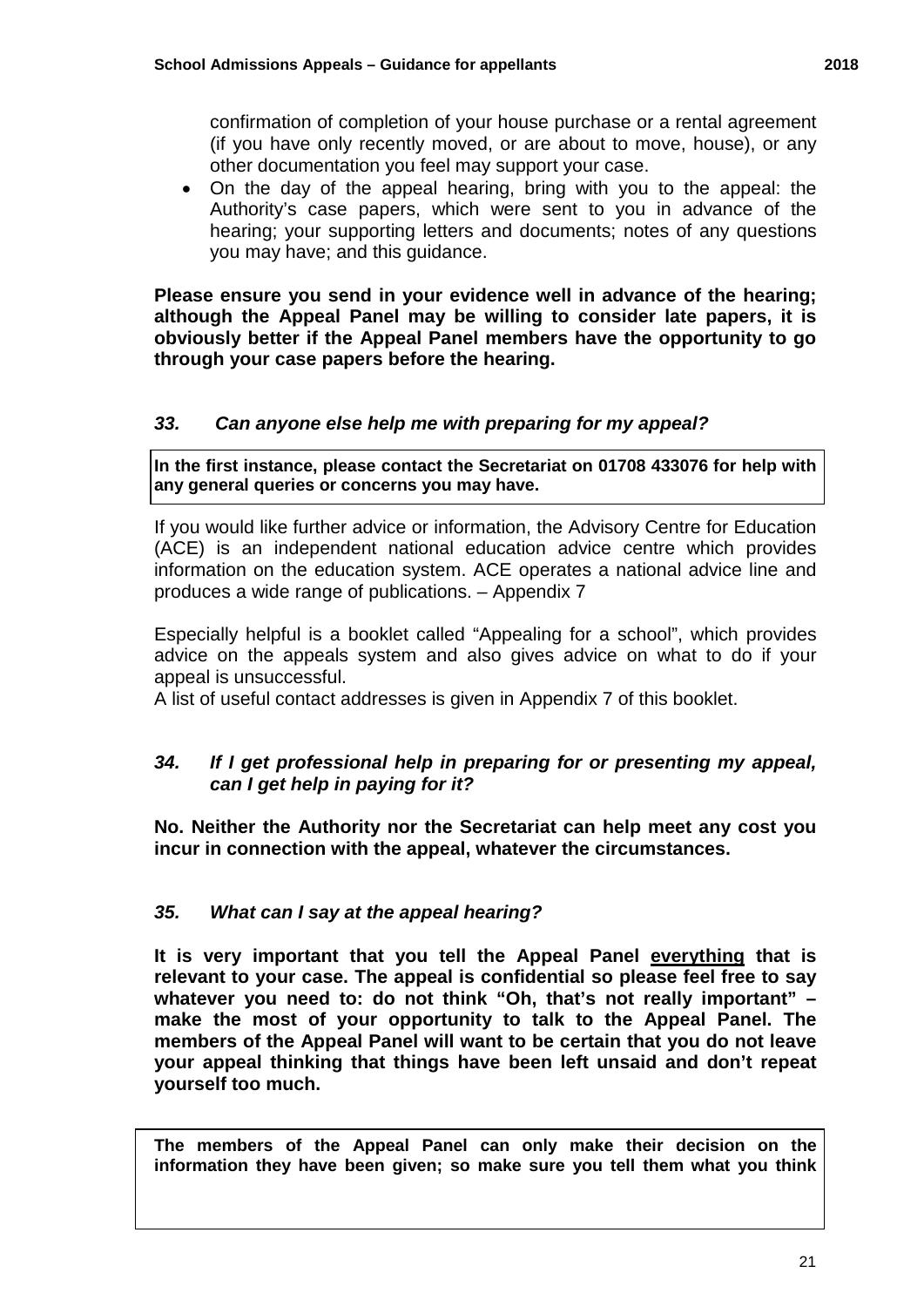confirmation of completion of your house purchase or a rental agreement (if you have only recently moved, or are about to move, house), or any other documentation you feel may support your case.

- On the day of the appeal hearing, bring with you to the appeal: the Authority's case papers, which were sent to you in advance of the hearing; your supporting letters and documents; notes of any questions you may have; and this guidance.

**Please ensure you send in your evidence well in advance of the hearing; although the Appeal Panel may be willing to consider late papers, it is obviously better if the Appeal Panel members have the opportunity to go through your case papers before the hearing.**

### *33. Can anyone else help me with preparing for my appeal?*

**In the first instance, please contact the Secretariat on 01708 433076 for help with any general queries or concerns you may have.**

If you would like further advice or information, the Advisory Centre for Education (ACE) is an independent national education advice centre which provides information on the education system. ACE operates a national advice line and produces a wide range of publications. – Appendix 7

Especially helpful is a booklet called "Appealing for a school", which provides advice on the appeals system and also gives advice on what to do if your appeal is unsuccessful.
A list of useful contact addresses is given in Appendix 7 of this booklet.

### *34. If I get professional help in preparing for or presenting my appeal, can I get help in paying for it?*

**No. Neither the Authority nor the Secretariat can help meet any cost you incur in connection with the appeal, whatever the circumstances.**

### *35. What can I say at the appeal hearing?*

**It is very important that you tell the Appeal Panel <u>everything</u> that is relevant to your case. The appeal is confidential so please feel free to say whatever you need to: do not think "Oh, that's not really important" – make the most of your opportunity to talk to the Appeal Panel. The members of the Appeal Panel will want to be certain that you do not leave your appeal thinking that things have been left unsaid and don't repeat yourself too much.**

**The members of the Appeal Panel can only make their decision on the information they have been given; so make sure you tell them what you think**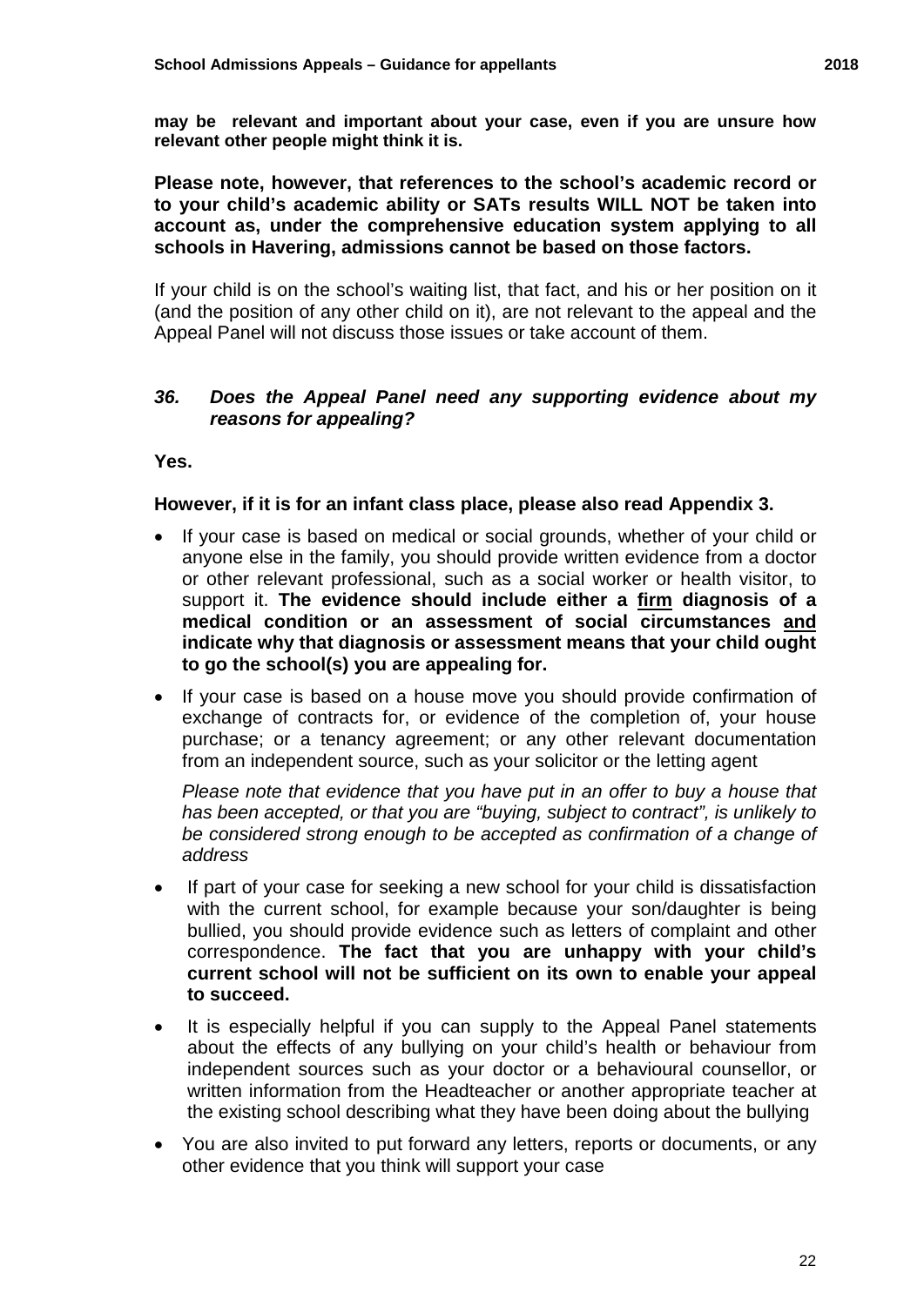**may be relevant and important about your case, even if you are unsure how relevant other people might think it is.**

**Please note, however, that references to the school's academic record or to your child's academic ability or SATs results WILL NOT be taken into account as, under the comprehensive education system applying to all schools in Havering, admissions cannot be based on those factors.**

If your child is on the school's waiting list, that fact, and his or her position on it (and the position of any other child on it), are not relevant to the appeal and the Appeal Panel will not discuss those issues or take account of them.

### *36. Does the Appeal Panel need any supporting evidence about my reasons for appealing?*

**Yes.**

**However, if it is for an infant class place, please also read Appendix 3.**

- If your case is based on medical or social grounds, whether of your child or anyone else in the family, you should provide written evidence from a doctor or other relevant professional, such as a social worker or health visitor, to support it. **The evidence should include either a <u>firm</u> diagnosis of a medical condition or an assessment of social circumstances <u>and</u> indicate why that diagnosis or assessment means that your child ought to go the school(s) you are appealing for.**
- If your case is based on a house move you should provide confirmation of exchange of contracts for, or evidence of the completion of, your house purchase; or a tenancy agreement; or any other relevant documentation from an independent source, such as your solicitor or the letting agent

  *Please note that evidence that you have put in an offer to buy a house that has been accepted, or that you are "buying, subject to contract", is unlikely to be considered strong enough to be accepted as confirmation of a change of address*

- If part of your case for seeking a new school for your child is dissatisfaction with the current school, for example because your son/daughter is being bullied, you should provide evidence such as letters of complaint and other correspondence. **The fact that you are unhappy with your child's current school will not be sufficient on its own to enable your appeal to succeed.**
- It is especially helpful if you can supply to the Appeal Panel statements about the effects of any bullying on your child's health or behaviour from independent sources such as your doctor or a behavioural counsellor, or written information from the Headteacher or another appropriate teacher at the existing school describing what they have been doing about the bullying
- You are also invited to put forward any letters, reports or documents, or any other evidence that you think will support your case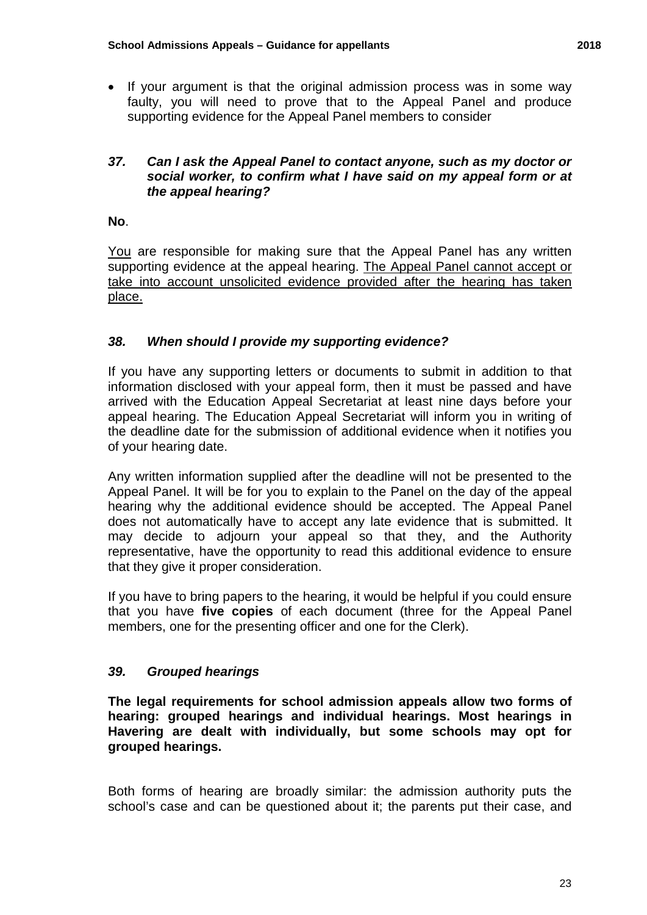- If your argument is that the original admission process was in some way faulty, you will need to prove that to the Appeal Panel and produce supporting evidence for the Appeal Panel members to consider

### *37. Can I ask the Appeal Panel to contact anyone, such as my doctor or social worker, to confirm what I have said on my appeal form or at the appeal hearing?*

**No**.

<u>You</u> are responsible for making sure that the Appeal Panel has any written supporting evidence at the appeal hearing. <u>The Appeal Panel cannot accept or take into account unsolicited evidence provided after the hearing has taken place.</u>

### *38. When should I provide my supporting evidence?*

If you have any supporting letters or documents to submit in addition to that information disclosed with your appeal form, then it must be passed and have arrived with the Education Appeal Secretariat at least nine days before your appeal hearing. The Education Appeal Secretariat will inform you in writing of the deadline date for the submission of additional evidence when it notifies you of your hearing date.

Any written information supplied after the deadline will not be presented to the Appeal Panel. It will be for you to explain to the Panel on the day of the appeal hearing why the additional evidence should be accepted. The Appeal Panel does not automatically have to accept any late evidence that is submitted. It may decide to adjourn your appeal so that they, and the Authority representative, have the opportunity to read this additional evidence to ensure that they give it proper consideration.

If you have to bring papers to the hearing, it would be helpful if you could ensure that you have **five copies** of each document (three for the Appeal Panel members, one for the presenting officer and one for the Clerk).

### *39. Grouped hearings*

**The legal requirements for school admission appeals allow two forms of hearing: grouped hearings and individual hearings. Most hearings in Havering are dealt with individually, but some schools may opt for grouped hearings.**

Both forms of hearing are broadly similar: the admission authority puts the school's case and can be questioned about it; the parents put their case, and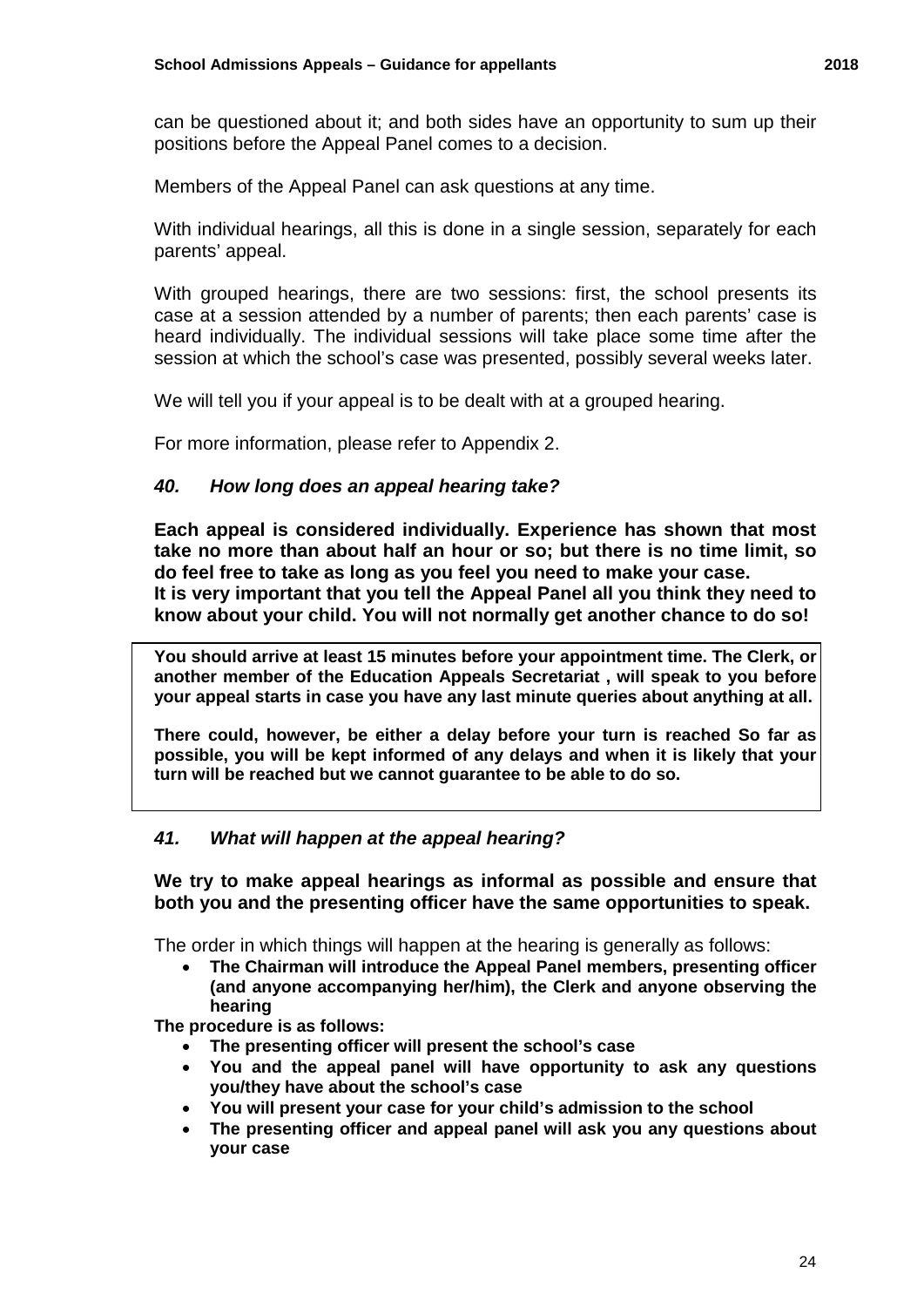can be questioned about it; and both sides have an opportunity to sum up their positions before the Appeal Panel comes to a decision.

Members of the Appeal Panel can ask questions at any time.

With individual hearings, all this is done in a single session, separately for each parents' appeal.

With grouped hearings, there are two sessions: first, the school presents its case at a session attended by a number of parents; then each parents' case is heard individually. The individual sessions will take place some time after the session at which the school's case was presented, possibly several weeks later.

We will tell you if your appeal is to be dealt with at a grouped hearing.

For more information, please refer to Appendix 2.

### *40. How long does an appeal hearing take?*

**Each appeal is considered individually. Experience has shown that most take no more than about half an hour or so; but there is no time limit, so do feel free to take as long as you feel you need to make your case.**
**It is very important that you tell the Appeal Panel all you think they need to know about your child. You will not normally get another chance to do so!**

**You should arrive at least 15 minutes before your appointment time. The Clerk, or another member of the Education Appeals Secretariat , will speak to you before your appeal starts in case you have any last minute queries about anything at all.**

**There could, however, be either a delay before your turn is reached So far as possible, you will be kept informed of any delays and when it is likely that your turn will be reached but we cannot guarantee to be able to do so.**

### *41. What will happen at the appeal hearing?*

**We try to make appeal hearings as informal as possible and ensure that both you and the presenting officer have the same opportunities to speak.**

The order in which things will happen at the hearing is generally as follows:

- **The Chairman will introduce the Appeal Panel members, presenting officer (and anyone accompanying her/him), the Clerk and anyone observing the hearing**

**The procedure is as follows:**

- **The presenting officer will present the school's case**
- **You and the appeal panel will have opportunity to ask any questions you/they have about the school's case**
- **You will present your case for your child's admission to the school**
- **The presenting officer and appeal panel will ask you any questions about your case**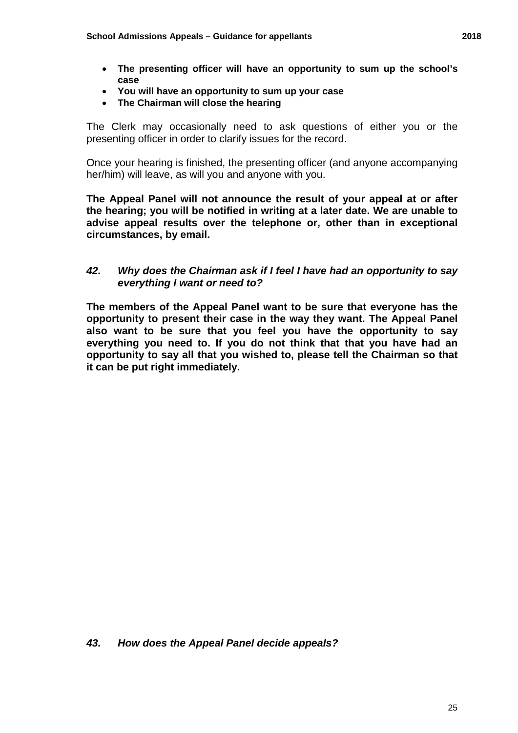- **The presenting officer will have an opportunity to sum up the school's case**
- **You will have an opportunity to sum up your case**
- **The Chairman will close the hearing**

The Clerk may occasionally need to ask questions of either you or the presenting officer in order to clarify issues for the record.

Once your hearing is finished, the presenting officer (and anyone accompanying her/him) will leave, as will you and anyone with you.

**The Appeal Panel will not announce the result of your appeal at or after the hearing; you will be notified in writing at a later date. We are unable to advise appeal results over the telephone or, other than in exceptional circumstances, by email.**

### *42. Why does the Chairman ask if I feel I have had an opportunity to say everything I want or need to?*

**The members of the Appeal Panel want to be sure that everyone has the opportunity to present their case in the way they want. The Appeal Panel also want to be sure that you feel you have the opportunity to say everything you need to. If you do not think that that you have had an opportunity to say all that you wished to, please tell the Chairman so that it can be put right immediately.**

### *43. How does the Appeal Panel decide appeals?*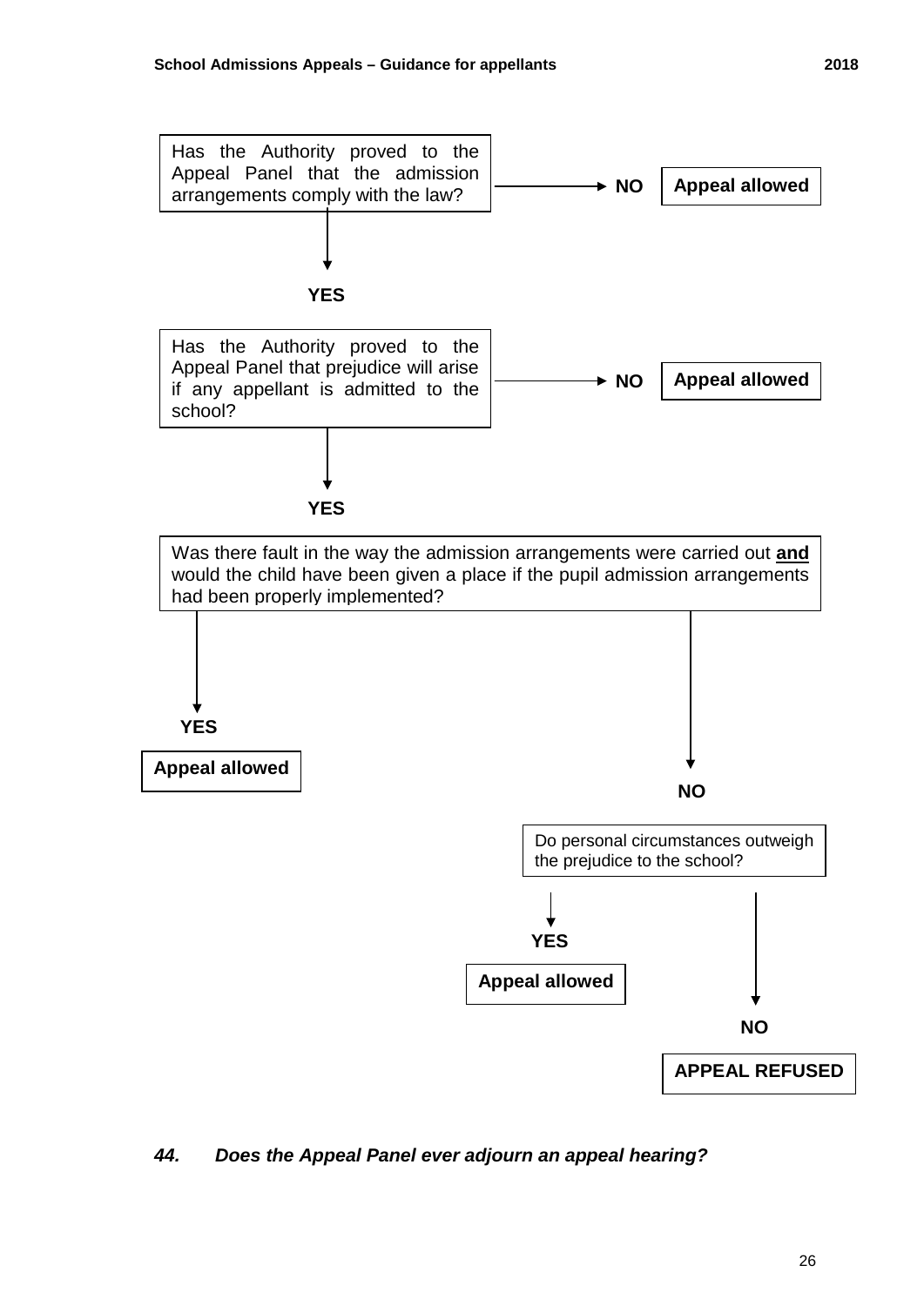Has the Authority proved to the Appeal Panel that the admission arrangements comply with the law?

- **NO** → **Appeal allowed**
- **YES** ↓

Has the Authority proved to the Appeal Panel that prejudice will arise if any appellant is admitted to the school?

- **NO** → **Appeal allowed**
- **YES** ↓

Was there fault in the way the admission arrangements were carried out **and** would the child have been given a place if the pupil admission arrangements had been properly implemented?

- **YES** → **Appeal allowed**
- **NO** ↓

Do personal circumstances outweigh the prejudice to the school?

- **YES** → **Appeal allowed**
- **NO** → **APPEAL REFUSED**

### *44. Does the Appeal Panel ever adjourn an appeal hearing?*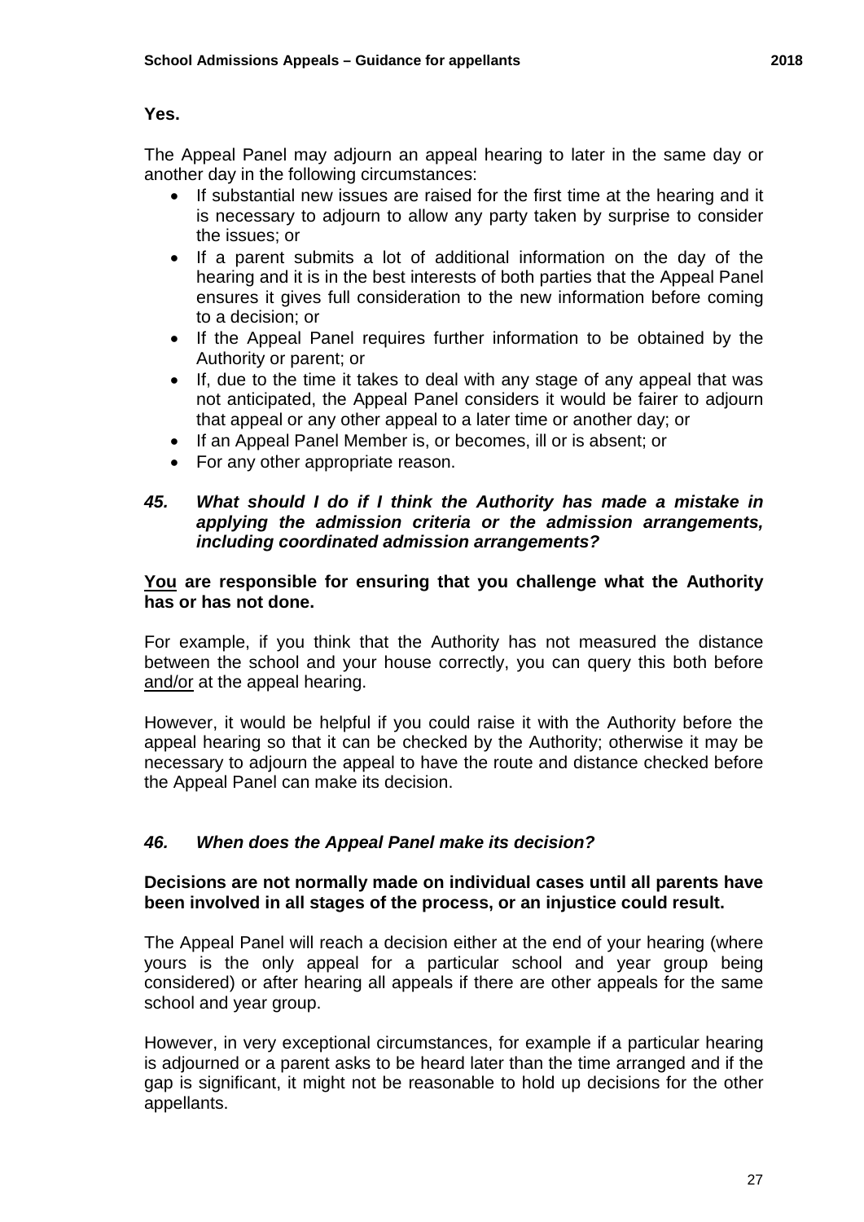**Yes.**

The Appeal Panel may adjourn an appeal hearing to later in the same day or another day in the following circumstances:

- If substantial new issues are raised for the first time at the hearing and it is necessary to adjourn to allow any party taken by surprise to consider the issues; or
- If a parent submits a lot of additional information on the day of the hearing and it is in the best interests of both parties that the Appeal Panel ensures it gives full consideration to the new information before coming to a decision; or
- If the Appeal Panel requires further information to be obtained by the Authority or parent; or
- If, due to the time it takes to deal with any stage of any appeal that was not anticipated, the Appeal Panel considers it would be fairer to adjourn that appeal or any other appeal to a later time or another day; or
- If an Appeal Panel Member is, or becomes, ill or is absent; or
- For any other appropriate reason.

### *45. What should I do if I think the Authority has made a mistake in applying the admission criteria or the admission arrangements, including coordinated admission arrangements?*

**<u>You</u> are responsible for ensuring that you challenge what the Authority has or has not done.**

For example, if you think that the Authority has not measured the distance between the school and your house correctly, you can query this both before <u>and/or</u> at the appeal hearing.

However, it would be helpful if you could raise it with the Authority before the appeal hearing so that it can be checked by the Authority; otherwise it may be necessary to adjourn the appeal to have the route and distance checked before the Appeal Panel can make its decision.

### *46. When does the Appeal Panel make its decision?*

**Decisions are not normally made on individual cases until all parents have been involved in all stages of the process, or an injustice could result.**

The Appeal Panel will reach a decision either at the end of your hearing (where yours is the only appeal for a particular school and year group being considered) or after hearing all appeals if there are other appeals for the same school and year group.

However, in very exceptional circumstances, for example if a particular hearing is adjourned or a parent asks to be heard later than the time arranged and if the gap is significant, it might not be reasonable to hold up decisions for the other appellants.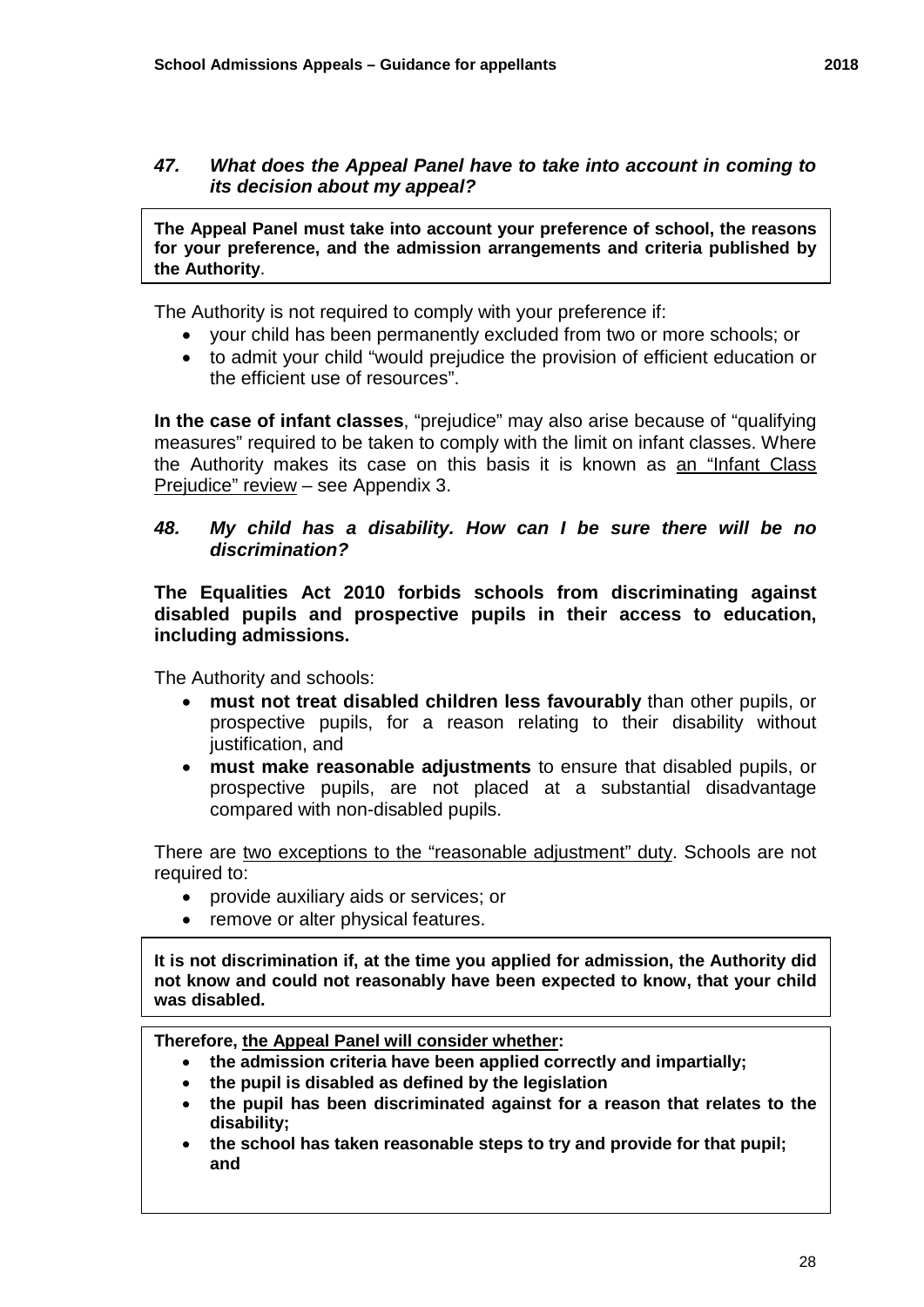### *47. What does the Appeal Panel have to take into account in coming to its decision about my appeal?*

**The Appeal Panel must take into account your preference of school, the reasons for your preference, and the admission arrangements and criteria published by the Authority**.

The Authority is not required to comply with your preference if:

- your child has been permanently excluded from two or more schools; or
- to admit your child "would prejudice the provision of efficient education or the efficient use of resources".

**In the case of infant classes**, "prejudice" may also arise because of "qualifying measures" required to be taken to comply with the limit on infant classes. Where the Authority makes its case on this basis it is known as an "Infant Class Prejudice" review – see Appendix 3.

### *48. My child has a disability. How can I be sure there will be no discrimination?*

**The Equalities Act 2010 forbids schools from discriminating against disabled pupils and prospective pupils in their access to education, including admissions.**

The Authority and schools:

- **must not treat disabled children less favourably** than other pupils, or prospective pupils, for a reason relating to their disability without justification, and
- **must make reasonable adjustments** to ensure that disabled pupils, or prospective pupils, are not placed at a substantial disadvantage compared with non-disabled pupils.

There are two exceptions to the "reasonable adjustment" duty. Schools are not required to:

- provide auxiliary aids or services; or
- remove or alter physical features.

**It is not discrimination if, at the time you applied for admission, the Authority did not know and could not reasonably have been expected to know, that your child was disabled.**

**Therefore, the Appeal Panel will consider whether:**

- **the admission criteria have been applied correctly and impartially;**
- **the pupil is disabled as defined by the legislation**
- **the pupil has been discriminated against for a reason that relates to the disability;**
- **the school has taken reasonable steps to try and provide for that pupil; and**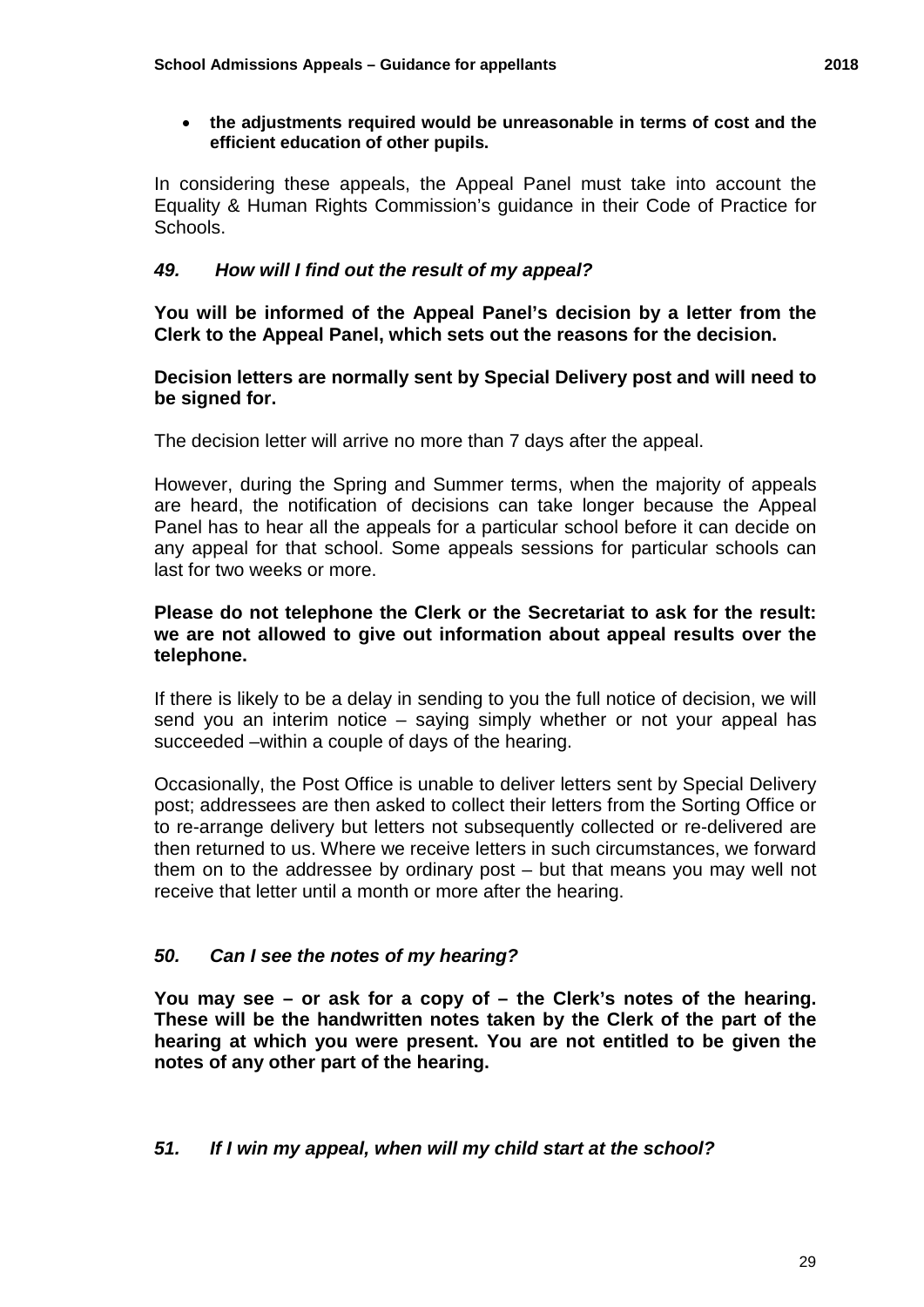- **the adjustments required would be unreasonable in terms of cost and the efficient education of other pupils.**

In considering these appeals, the Appeal Panel must take into account the Equality & Human Rights Commission's guidance in their Code of Practice for Schools.

### *49. How will I find out the result of my appeal?*

**You will be informed of the Appeal Panel's decision by a letter from the Clerk to the Appeal Panel, which sets out the reasons for the decision.**

**Decision letters are normally sent by Special Delivery post and will need to be signed for.**

The decision letter will arrive no more than 7 days after the appeal.

However, during the Spring and Summer terms, when the majority of appeals are heard, the notification of decisions can take longer because the Appeal Panel has to hear all the appeals for a particular school before it can decide on any appeal for that school. Some appeals sessions for particular schools can last for two weeks or more.

**Please do not telephone the Clerk or the Secretariat to ask for the result: we are not allowed to give out information about appeal results over the telephone.**

If there is likely to be a delay in sending to you the full notice of decision, we will send you an interim notice – saying simply whether or not your appeal has succeeded –within a couple of days of the hearing.

Occasionally, the Post Office is unable to deliver letters sent by Special Delivery post; addressees are then asked to collect their letters from the Sorting Office or to re-arrange delivery but letters not subsequently collected or re-delivered are then returned to us. Where we receive letters in such circumstances, we forward them on to the addressee by ordinary post – but that means you may well not receive that letter until a month or more after the hearing.

### *50. Can I see the notes of my hearing?*

**You may see – or ask for a copy of – the Clerk's notes of the hearing. These will be the handwritten notes taken by the Clerk of the part of the hearing at which you were present. You are not entitled to be given the notes of any other part of the hearing.**

### *51. If I win my appeal, when will my child start at the school?*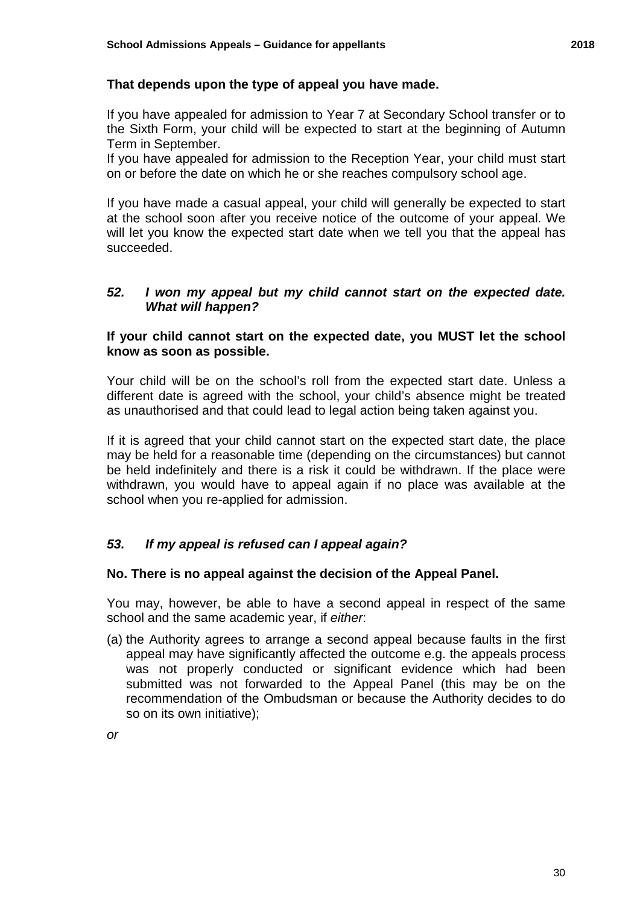**That depends upon the type of appeal you have made.**

If you have appealed for admission to Year 7 at Secondary School transfer or to the Sixth Form, your child will be expected to start at the beginning of Autumn Term in September.
If you have appealed for admission to the Reception Year, your child must start on or before the date on which he or she reaches compulsory school age.

If you have made a casual appeal, your child will generally be expected to start at the school soon after you receive notice of the outcome of your appeal. We will let you know the expected start date when we tell you that the appeal has succeeded.

### *52. I won my appeal but my child cannot start on the expected date. What will happen?*

**If your child cannot start on the expected date, you MUST let the school know as soon as possible.**

Your child will be on the school's roll from the expected start date. Unless a different date is agreed with the school, your child's absence might be treated as unauthorised and that could lead to legal action being taken against you.

If it is agreed that your child cannot start on the expected start date, the place may be held for a reasonable time (depending on the circumstances) but cannot be held indefinitely and there is a risk it could be withdrawn. If the place were withdrawn, you would have to appeal again if no place was available at the school when you re-applied for admission.

### *53. If my appeal is refused can I appeal again?*

**No. There is no appeal against the decision of the Appeal Panel.**

You may, however, be able to have a second appeal in respect of the same school and the same academic year, if *either*:

(a) the Authority agrees to arrange a second appeal because faults in the first appeal may have significantly affected the outcome e.g. the appeals process was not properly conducted or significant evidence which had been submitted was not forwarded to the Appeal Panel (this may be on the recommendation of the Ombudsman or because the Authority decides to do so on its own initiative);

*or*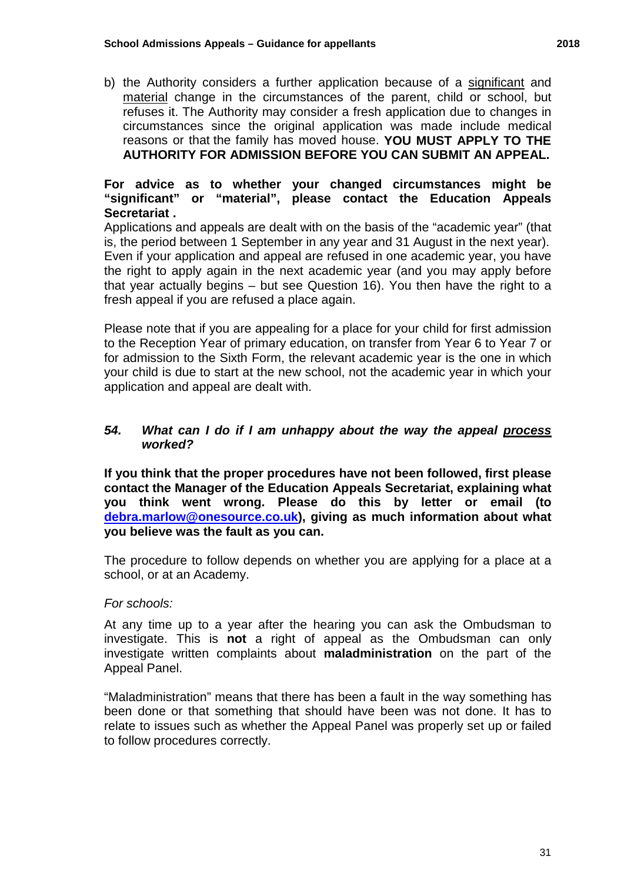b) the Authority considers a further application because of a significant and material change in the circumstances of the parent, child or school, but refuses it. The Authority may consider a fresh application due to changes in circumstances since the original application was made include medical reasons or that the family has moved house. **YOU MUST APPLY TO THE AUTHORITY FOR ADMISSION BEFORE YOU CAN SUBMIT AN APPEAL.**

**For advice as to whether your changed circumstances might be "significant" or "material", please contact the Education Appeals Secretariat .**

Applications and appeals are dealt with on the basis of the "academic year" (that is, the period between 1 September in any year and 31 August in the next year). Even if your application and appeal are refused in one academic year, you have the right to apply again in the next academic year (and you may apply before that year actually begins – but see Question 16). You then have the right to a fresh appeal if you are refused a place again.

Please note that if you are appealing for a place for your child for first admission to the Reception Year of primary education, on transfer from Year 6 to Year 7 or for admission to the Sixth Form, the relevant academic year is the one in which your child is due to start at the new school, not the academic year in which your application and appeal are dealt with.

### *54. What can I do if I am unhappy about the way the appeal process worked?*

**If you think that the proper procedures have not been followed, first please contact the Manager of the Education Appeals Secretariat, explaining what you think went wrong. Please do this by letter or email (to debra.marlow@onesource.co.uk), giving as much information about what you believe was the fault as you can.**

The procedure to follow depends on whether you are applying for a place at a school, or at an Academy.

*For schools:*

At any time up to a year after the hearing you can ask the Ombudsman to investigate. This is **not** a right of appeal as the Ombudsman can only investigate written complaints about **maladministration** on the part of the Appeal Panel.

"Maladministration" means that there has been a fault in the way something has been done or that something that should have been was not done. It has to relate to issues such as whether the Appeal Panel was properly set up or failed to follow procedures correctly.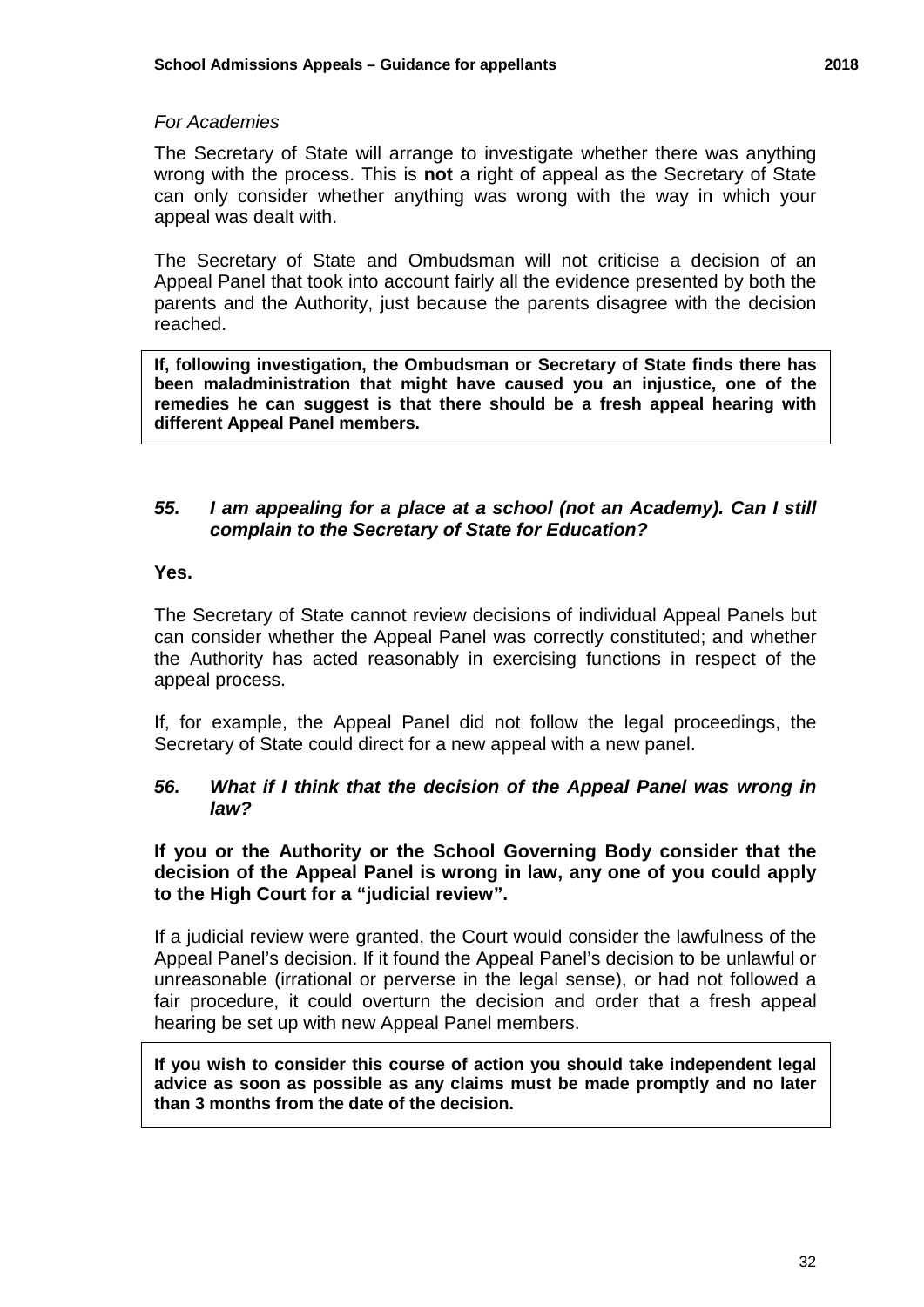*For Academies*

The Secretary of State will arrange to investigate whether there was anything wrong with the process. This is **not** a right of appeal as the Secretary of State can only consider whether anything was wrong with the way in which your appeal was dealt with.

The Secretary of State and Ombudsman will not criticise a decision of an Appeal Panel that took into account fairly all the evidence presented by both the parents and the Authority, just because the parents disagree with the decision reached.

**If, following investigation, the Ombudsman or Secretary of State finds there has been maladministration that might have caused you an injustice, one of the remedies he can suggest is that there should be a fresh appeal hearing with different Appeal Panel members.**

### ***55. I am appealing for a place at a school (not an Academy). Can I still complain to the Secretary of State for Education?***

**Yes.**

The Secretary of State cannot review decisions of individual Appeal Panels but can consider whether the Appeal Panel was correctly constituted; and whether the Authority has acted reasonably in exercising functions in respect of the appeal process.

If, for example, the Appeal Panel did not follow the legal proceedings, the Secretary of State could direct for a new appeal with a new panel.

### ***56. What if I think that the decision of the Appeal Panel was wrong in law?***

**If you or the Authority or the School Governing Body consider that the decision of the Appeal Panel is wrong in law, any one of you could apply to the High Court for a "judicial review".**

If a judicial review were granted, the Court would consider the lawfulness of the Appeal Panel's decision. If it found the Appeal Panel's decision to be unlawful or unreasonable (irrational or perverse in the legal sense), or had not followed a fair procedure, it could overturn the decision and order that a fresh appeal hearing be set up with new Appeal Panel members.

**If you wish to consider this course of action you should take independent legal advice as soon as possible as any claims must be made promptly and no later than 3 months from the date of the decision.**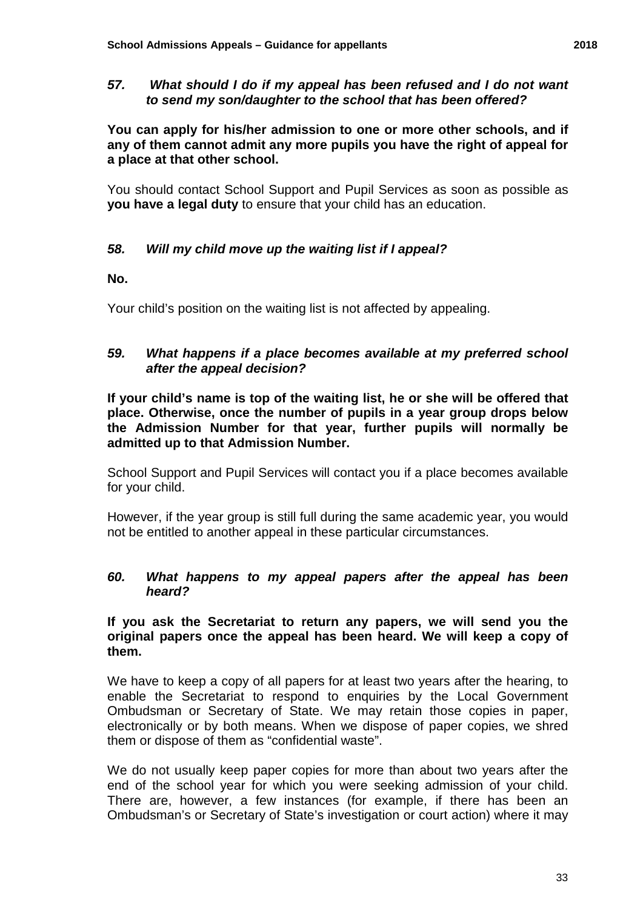### *57. What should I do if my appeal has been refused and I do not want to send my son/daughter to the school that has been offered?*

**You can apply for his/her admission to one or more other schools, and if any of them cannot admit any more pupils you have the right of appeal for a place at that other school.**

You should contact School Support and Pupil Services as soon as possible as **you have a legal duty** to ensure that your child has an education.

### *58. Will my child move up the waiting list if I appeal?*

**No.**

Your child's position on the waiting list is not affected by appealing.

### *59. What happens if a place becomes available at my preferred school after the appeal decision?*

**If your child's name is top of the waiting list, he or she will be offered that place. Otherwise, once the number of pupils in a year group drops below the Admission Number for that year, further pupils will normally be admitted up to that Admission Number.**

School Support and Pupil Services will contact you if a place becomes available for your child.

However, if the year group is still full during the same academic year, you would not be entitled to another appeal in these particular circumstances.

### *60. What happens to my appeal papers after the appeal has been heard?*

**If you ask the Secretariat to return any papers, we will send you the original papers once the appeal has been heard. We will keep a copy of them.**

We have to keep a copy of all papers for at least two years after the hearing, to enable the Secretariat to respond to enquiries by the Local Government Ombudsman or Secretary of State. We may retain those copies in paper, electronically or by both means. When we dispose of paper copies, we shred them or dispose of them as "confidential waste".

We do not usually keep paper copies for more than about two years after the end of the school year for which you were seeking admission of your child. There are, however, a few instances (for example, if there has been an Ombudsman's or Secretary of State's investigation or court action) where it may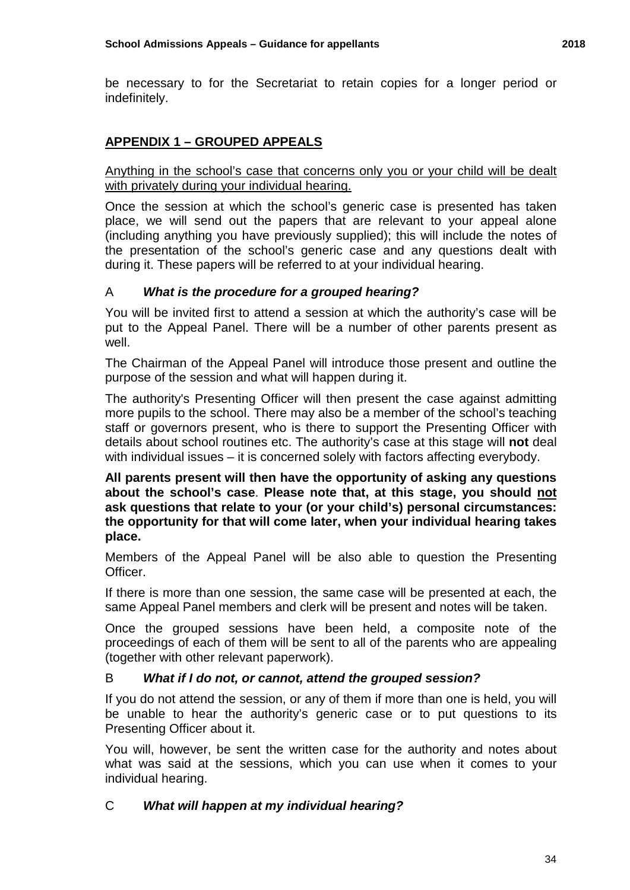be necessary to for the Secretariat to retain copies for a longer period or indefinitely.

## APPENDIX 1 – GROUPED APPEALS

<u>Anything in the school's case that concerns only you or your child will be dealt with privately during your individual hearing.</u>

Once the session at which the school's generic case is presented has taken place, we will send out the papers that are relevant to your appeal alone (including anything you have previously supplied); this will include the notes of the presentation of the school's generic case and any questions dealt with during it. These papers will be referred to at your individual hearing.

### A ***What is the procedure for a grouped hearing?***

You will be invited first to attend a session at which the authority's case will be put to the Appeal Panel. There will be a number of other parents present as well.

The Chairman of the Appeal Panel will introduce those present and outline the purpose of the session and what will happen during it.

The authority's Presenting Officer will then present the case against admitting more pupils to the school. There may also be a member of the school's teaching staff or governors present, who is there to support the Presenting Officer with details about school routines etc. The authority's case at this stage will **not** deal with individual issues – it is concerned solely with factors affecting everybody.

**All parents present will then have the opportunity of asking any questions about the school's case**. **Please note that, at this stage, you should <u>not</u> ask questions that relate to your (or your child's) personal circumstances: the opportunity for that will come later, when your individual hearing takes place.**

Members of the Appeal Panel will be also able to question the Presenting Officer.

If there is more than one session, the same case will be presented at each, the same Appeal Panel members and clerk will be present and notes will be taken.

Once the grouped sessions have been held, a composite note of the proceedings of each of them will be sent to all of the parents who are appealing (together with other relevant paperwork).

### B ***What if I do not, or cannot, attend the grouped session?***

If you do not attend the session, or any of them if more than one is held, you will be unable to hear the authority's generic case or to put questions to its Presenting Officer about it.

You will, however, be sent the written case for the authority and notes about what was said at the sessions, which you can use when it comes to your individual hearing.

### C ***What will happen at my individual hearing?***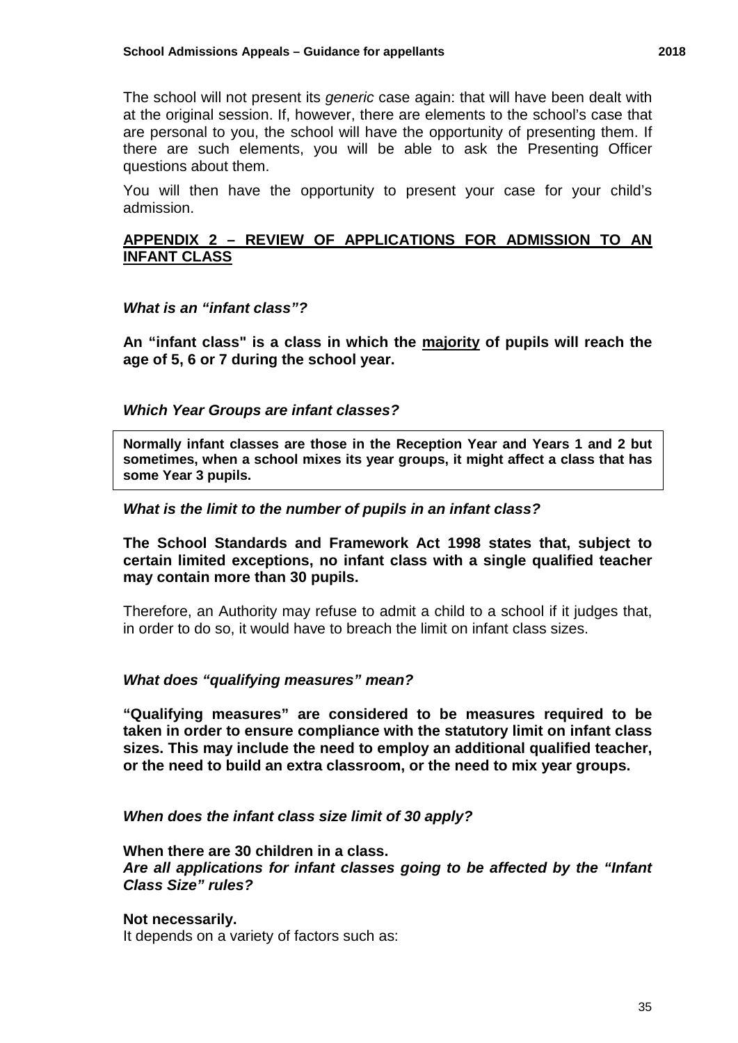The school will not present its *generic* case again: that will have been dealt with at the original session. If, however, there are elements to the school's case that are personal to you, the school will have the opportunity of presenting them. If there are such elements, you will be able to ask the Presenting Officer questions about them.

You will then have the opportunity to present your case for your child's admission.

## APPENDIX 2 – REVIEW OF APPLICATIONS FOR ADMISSION TO AN INFANT CLASS

***What is an "infant class"?***

**An "infant class" is a class in which the majority of pupils will reach the age of 5, 6 or 7 during the school year.**

***Which Year Groups are infant classes?***

**Normally infant classes are those in the Reception Year and Years 1 and 2 but sometimes, when a school mixes its year groups, it might affect a class that has some Year 3 pupils.**

***What is the limit to the number of pupils in an infant class?***

**The School Standards and Framework Act 1998 states that, subject to certain limited exceptions, no infant class with a single qualified teacher may contain more than 30 pupils.**

Therefore, an Authority may refuse to admit a child to a school if it judges that, in order to do so, it would have to breach the limit on infant class sizes.

***What does "qualifying measures" mean?***

**"Qualifying measures" are considered to be measures required to be taken in order to ensure compliance with the statutory limit on infant class sizes. This may include the need to employ an additional qualified teacher, or the need to build an extra classroom, or the need to mix year groups.**

***When does the infant class size limit of 30 apply?***

**When there are 30 children in a class.**

***Are all applications for infant classes going to be affected by the "Infant Class Size" rules?***

**Not necessarily.**

It depends on a variety of factors such as: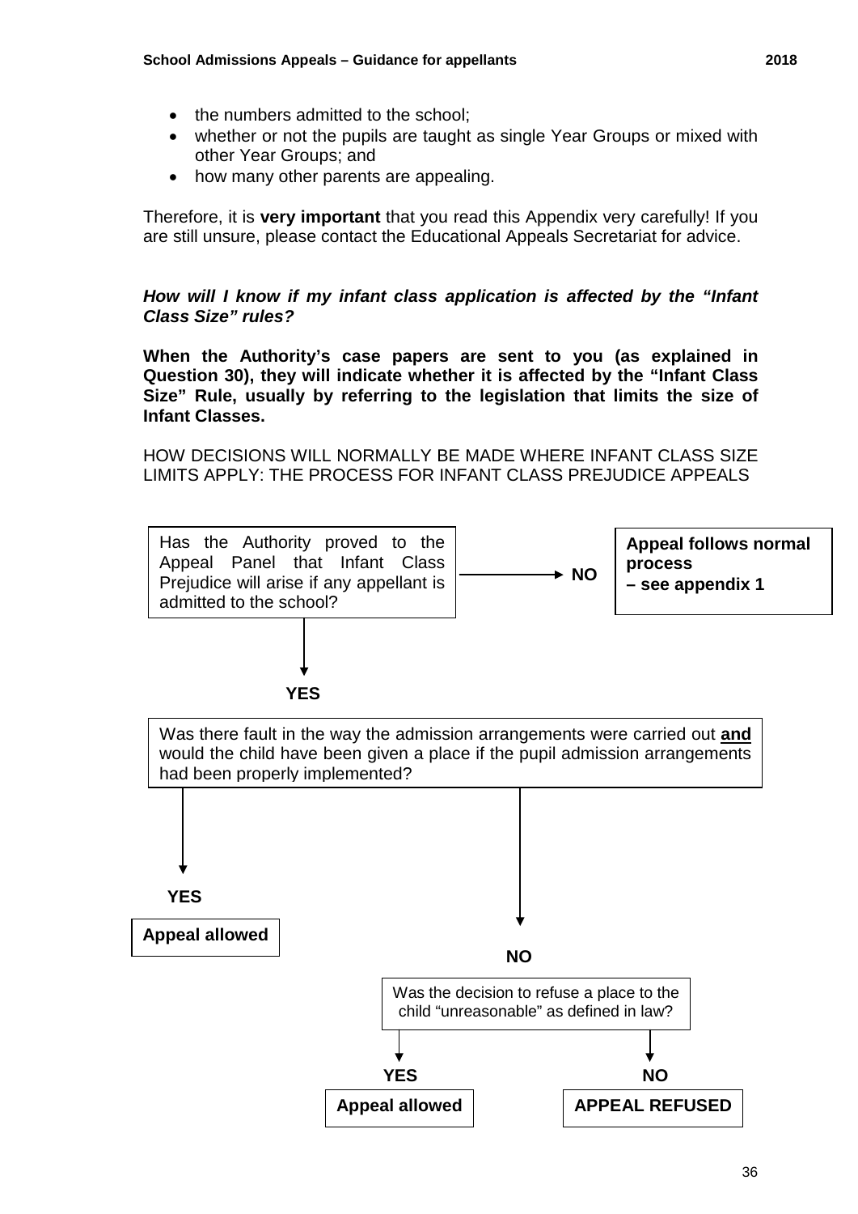- the numbers admitted to the school;
- whether or not the pupils are taught as single Year Groups or mixed with other Year Groups; and
- how many other parents are appealing.

Therefore, it is **very important** that you read this Appendix very carefully! If you are still unsure, please contact the Educational Appeals Secretariat for advice.

***How will I know if my infant class application is affected by the "Infant Class Size" rules?***

**When the Authority's case papers are sent to you (as explained in Question 30), they will indicate whether it is affected by the "Infant Class Size" Rule, usually by referring to the legislation that limits the size of Infant Classes.**

HOW DECISIONS WILL NORMALLY BE MADE WHERE INFANT CLASS SIZE LIMITS APPLY: THE PROCESS FOR INFANT CLASS PREJUDICE APPEALS

Has the Authority proved to the Appeal Panel that Infant Class Prejudice will arise if any appellant is admitted to the school?

- **NO** → **Appeal follows normal process – see appendix 1**
- **YES** → Was there fault in the way the admission arrangements were carried out **and** would the child have been given a place if the pupil admission arrangements had been properly implemented?
  - **YES** → **Appeal allowed**
  - **NO** → Was the decision to refuse a place to the child "unreasonable" as defined in law?
    - **YES** → **Appeal allowed**
    - **NO** → **APPEAL REFUSED**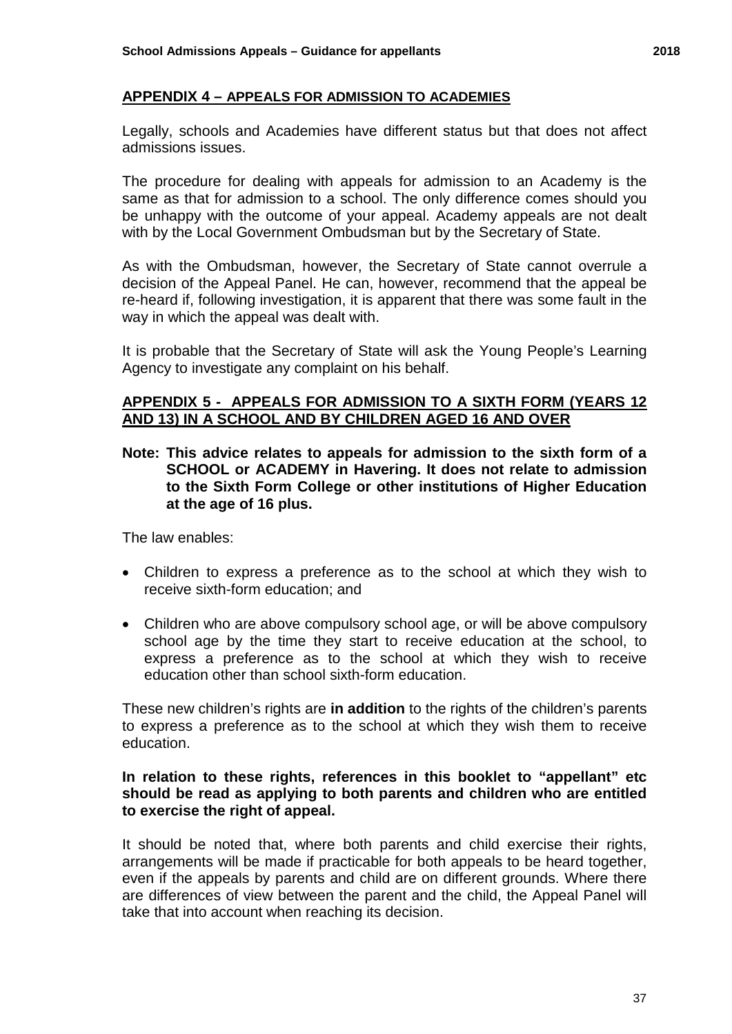## APPENDIX 4 – APPEALS FOR ADMISSION TO ACADEMIES

Legally, schools and Academies have different status but that does not affect admissions issues.

The procedure for dealing with appeals for admission to an Academy is the same as that for admission to a school. The only difference comes should you be unhappy with the outcome of your appeal. Academy appeals are not dealt with by the Local Government Ombudsman but by the Secretary of State.

As with the Ombudsman, however, the Secretary of State cannot overrule a decision of the Appeal Panel. He can, however, recommend that the appeal be re-heard if, following investigation, it is apparent that there was some fault in the way in which the appeal was dealt with.

It is probable that the Secretary of State will ask the Young People's Learning Agency to investigate any complaint on his behalf.

## APPENDIX 5 - APPEALS FOR ADMISSION TO A SIXTH FORM (YEARS 12 AND 13) IN A SCHOOL AND BY CHILDREN AGED 16 AND OVER

**Note: This advice relates to appeals for admission to the sixth form of a SCHOOL or ACADEMY in Havering. It does not relate to admission to the Sixth Form College or other institutions of Higher Education at the age of 16 plus.**

The law enables:

- Children to express a preference as to the school at which they wish to receive sixth-form education; and
- Children who are above compulsory school age, or will be above compulsory school age by the time they start to receive education at the school, to express a preference as to the school at which they wish to receive education other than school sixth-form education.

These new children's rights are **in addition** to the rights of the children's parents to express a preference as to the school at which they wish them to receive education.

**In relation to these rights, references in this booklet to "appellant" etc should be read as applying to both parents and children who are entitled to exercise the right of appeal.**

It should be noted that, where both parents and child exercise their rights, arrangements will be made if practicable for both appeals to be heard together, even if the appeals by parents and child are on different grounds. Where there are differences of view between the parent and the child, the Appeal Panel will take that into account when reaching its decision.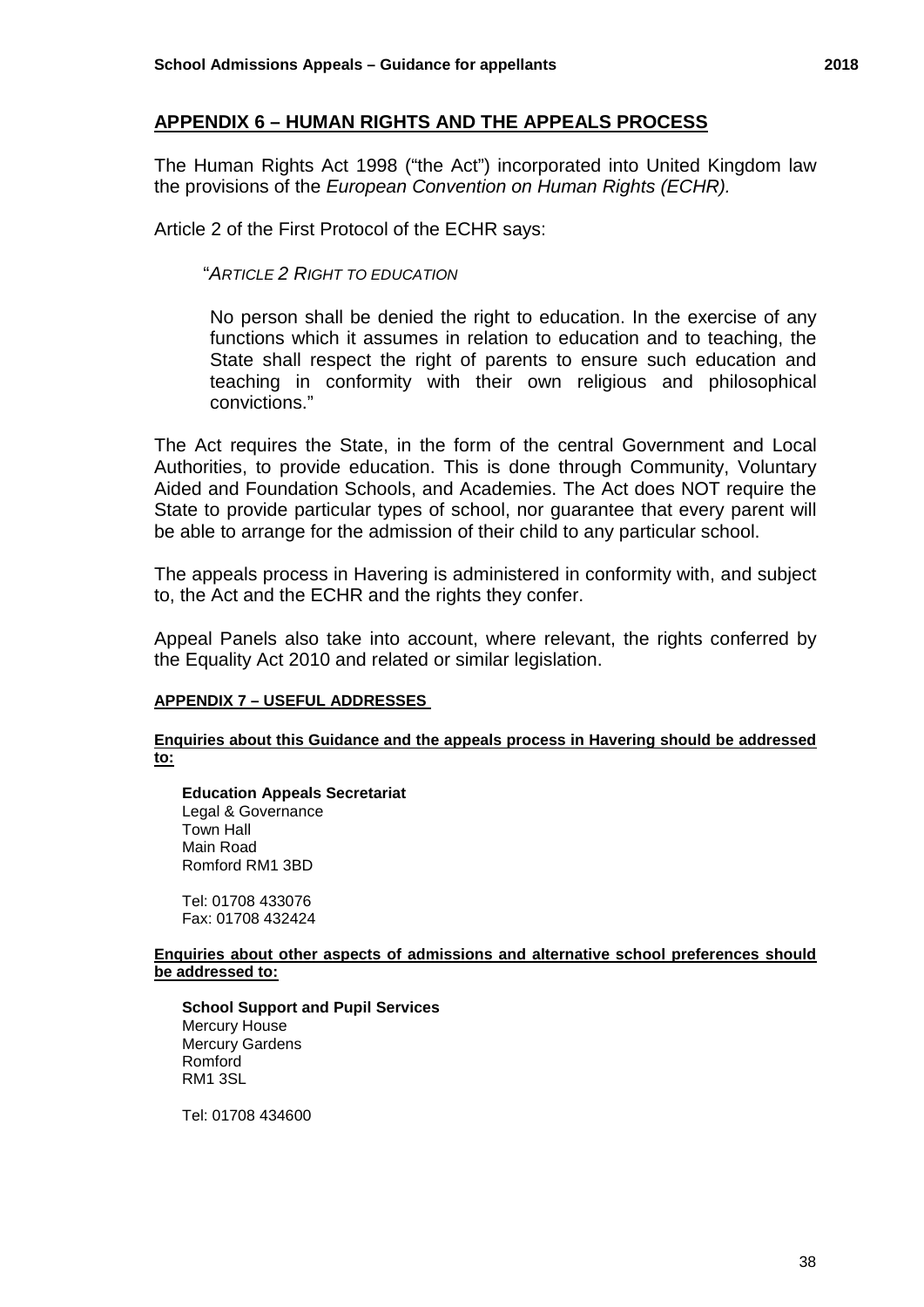## APPENDIX 6 – HUMAN RIGHTS AND THE APPEALS PROCESS

The Human Rights Act 1998 ("the Act") incorporated into United Kingdom law the provisions of the *European Convention on Human Rights (ECHR).*

Article 2 of the First Protocol of the ECHR says:

> "*ARTICLE 2 RIGHT TO EDUCATION*
>
> No person shall be denied the right to education. In the exercise of any functions which it assumes in relation to education and to teaching, the State shall respect the right of parents to ensure such education and teaching in conformity with their own religious and philosophical convictions."

The Act requires the State, in the form of the central Government and Local Authorities, to provide education. This is done through Community, Voluntary Aided and Foundation Schools, and Academies. The Act does NOT require the State to provide particular types of school, nor guarantee that every parent will be able to arrange for the admission of their child to any particular school.

The appeals process in Havering is administered in conformity with, and subject to, the Act and the ECHR and the rights they confer.

Appeal Panels also take into account, where relevant, the rights conferred by the Equality Act 2010 and related or similar legislation.

## APPENDIX 7 – USEFUL ADDRESSES

**Enquiries about this Guidance and the appeals process in Havering should be addressed to:**

**Education Appeals Secretariat**
Legal & Governance
Town Hall
Main Road
Romford RM1 3BD

Tel: 01708 433076
Fax: 01708 432424

**Enquiries about other aspects of admissions and alternative school preferences should be addressed to:**

**School Support and Pupil Services**
Mercury House
Mercury Gardens
Romford
RM1 3SL

Tel: 01708 434600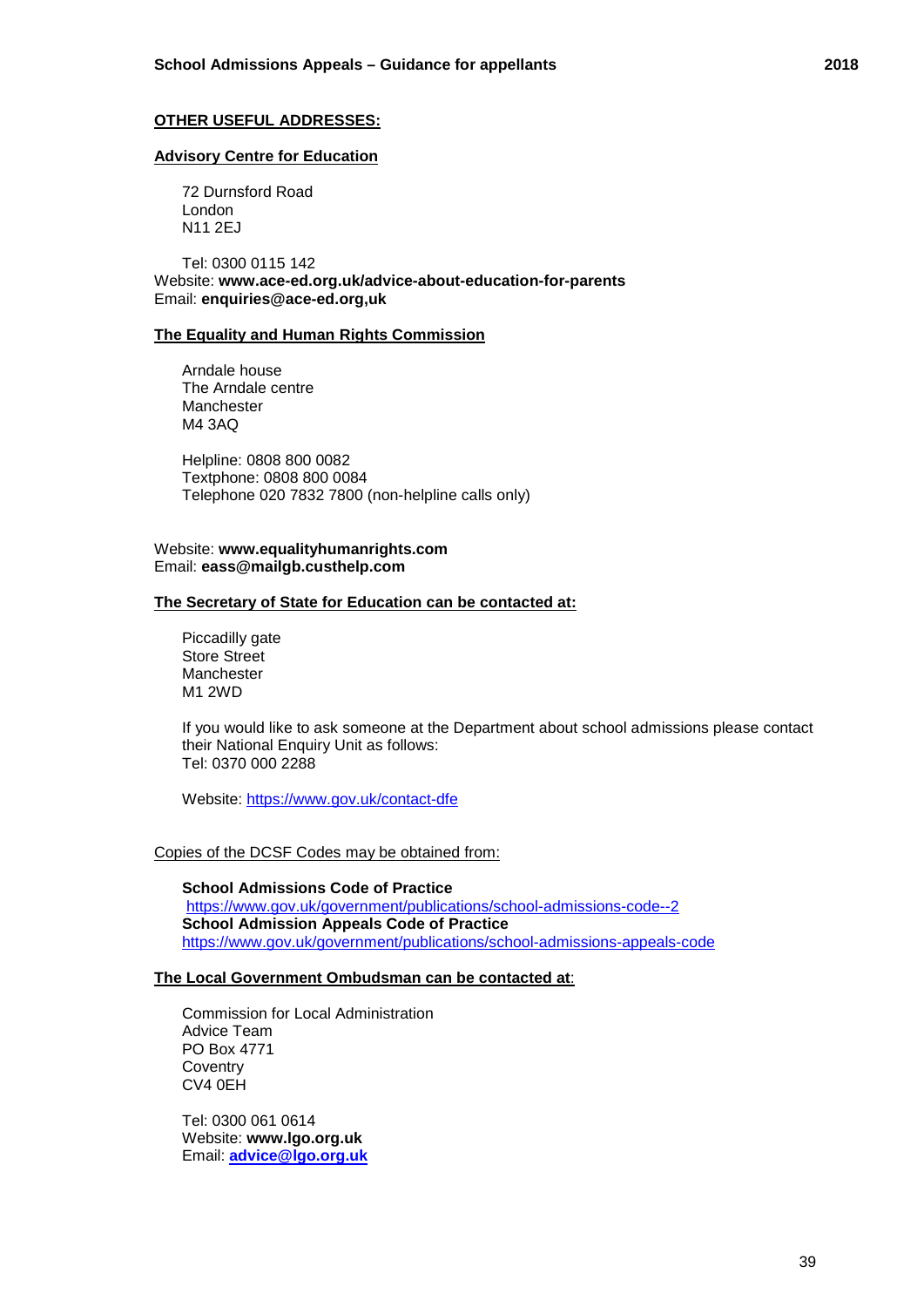## OTHER USEFUL ADDRESSES:

### Advisory Centre for Education

72 Durnsford Road
London
N11 2EJ

Tel: 0300 0115 142
Website: **www.ace-ed.org.uk/advice-about-education-for-parents**
Email: **enquiries@ace-ed.org,uk**

### The Equality and Human Rights Commission

Arndale house
The Arndale centre
Manchester
M4 3AQ

Helpline: 0808 800 0082
Textphone: 0808 800 0084
Telephone 020 7832 7800 (non-helpline calls only)

Website: **www.equalityhumanrights.com**
Email: **eass@mailgb.custhelp.com**

### The Secretary of State for Education can be contacted at:

Piccadilly gate
Store Street
Manchester
M1 2WD

If you would like to ask someone at the Department about school admissions please contact their National Enquiry Unit as follows:
Tel: 0370 000 2288

Website: https://www.gov.uk/contact-dfe

Copies of the DCSF Codes may be obtained from:

**School Admissions Code of Practice**
https://www.gov.uk/government/publications/school-admissions-code--2
**School Admission Appeals Code of Practice**
https://www.gov.uk/government/publications/school-admissions-appeals-code

### The Local Government Ombudsman can be contacted at:

Commission for Local Administration
Advice Team
PO Box 4771
Coventry
CV4 0EH

Tel: 0300 061 0614
Website: **www.lgo.org.uk**
Email: **advice@lgo.org.uk**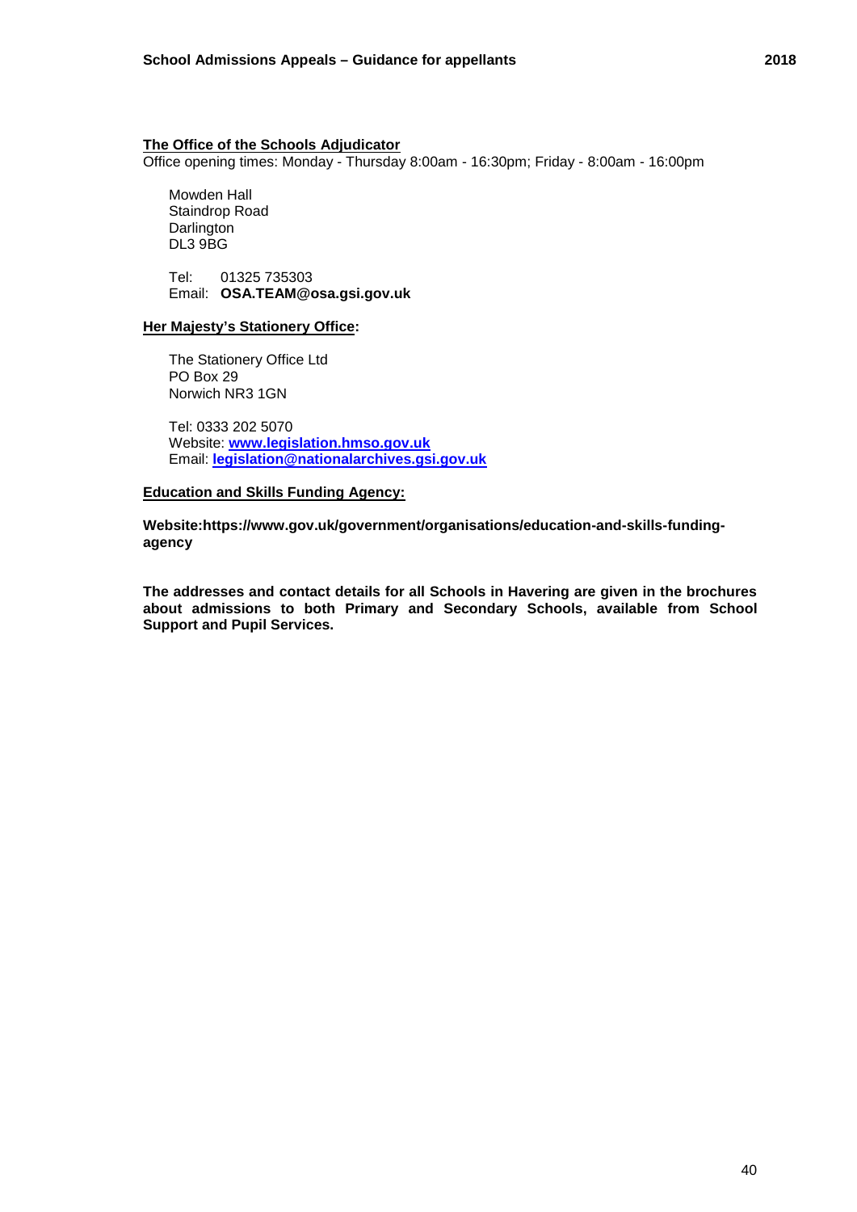**The Office of the Schools Adjudicator**
Office opening times: Monday - Thursday 8:00am - 16:30pm; Friday - 8:00am - 16:00pm

Mowden Hall
Staindrop Road
Darlington
DL3 9BG

Tel: 01325 735303
Email: **OSA.TEAM@osa.gsi.gov.uk**

**Her Majesty's Stationery Office:**

The Stationery Office Ltd
PO Box 29
Norwich NR3 1GN

Tel: 0333 202 5070
Website: **www.legislation.hmso.gov.uk**
Email: **legislation@nationalarchives.gsi.gov.uk**

**Education and Skills Funding Agency:**

**Website:https://www.gov.uk/government/organisations/education-and-skills-funding-agency**

**The addresses and contact details for all Schools in Havering are given in the brochures about admissions to both Primary and Secondary Schools, available from School Support and Pupil Services.**